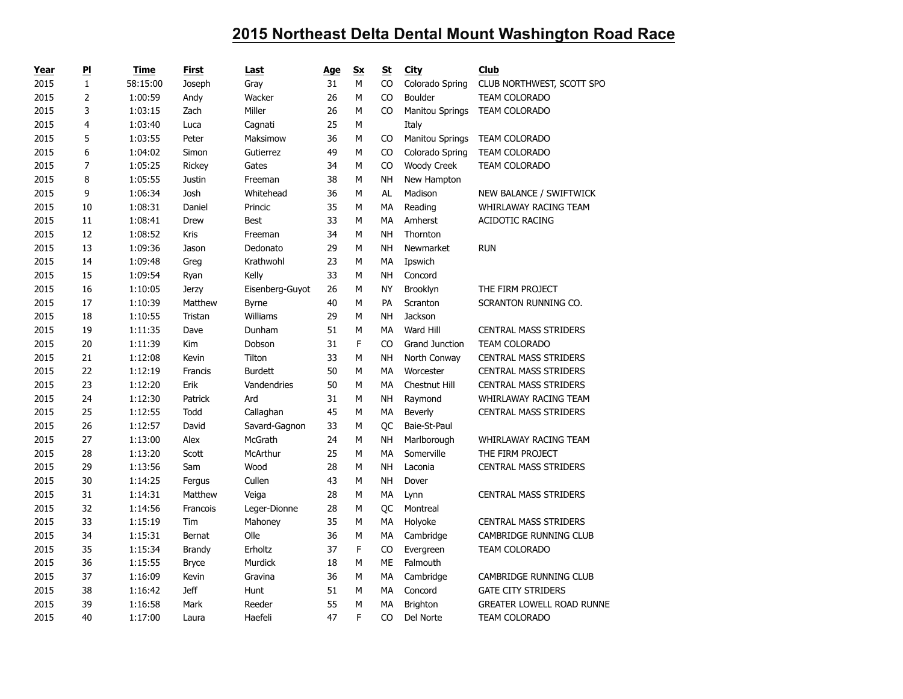# 2015 Northeast Delta Dental Mount Washington Road Race

| Year | Pl | Time | First | Last | Age | Sx | St | City | Club |
|---|---|---|---|---|---|---|---|---|---|
| 2015 | 1 | 58:15:00 | Joseph | Gray | 31 | M | CO | Colorado Spring | CLUB NORTHWEST, SCOTT SPO |
| 2015 | 2 | 1:00:59 | Andy | Wacker | 26 | M | CO | Boulder | TEAM COLORADO |
| 2015 | 3 | 1:03:15 | Zach | Miller | 26 | M | CO | Manitou Springs | TEAM COLORADO |
| 2015 | 4 | 1:03:40 | Luca | Cagnati | 25 | M | | Italy | |
| 2015 | 5 | 1:03:55 | Peter | Maksimow | 36 | M | CO | Manitou Springs | TEAM COLORADO |
| 2015 | 6 | 1:04:02 | Simon | Gutierrez | 49 | M | CO | Colorado Spring | TEAM COLORADO |
| 2015 | 7 | 1:05:25 | Rickey | Gates | 34 | M | CO | Woody Creek | TEAM COLORADO |
| 2015 | 8 | 1:05:55 | Justin | Freeman | 38 | M | NH | New Hampton | |
| 2015 | 9 | 1:06:34 | Josh | Whitehead | 36 | M | AL | Madison | NEW BALANCE / SWIFTWICK |
| 2015 | 10 | 1:08:31 | Daniel | Princic | 35 | M | MA | Reading | WHIRLAWAY RACING TEAM |
| 2015 | 11 | 1:08:41 | Drew | Best | 33 | M | MA | Amherst | ACIDOTIC RACING |
| 2015 | 12 | 1:08:52 | Kris | Freeman | 34 | M | NH | Thornton | |
| 2015 | 13 | 1:09:36 | Jason | Dedonato | 29 | M | NH | Newmarket | RUN |
| 2015 | 14 | 1:09:48 | Greg | Krathwohl | 23 | M | MA | Ipswich | |
| 2015 | 15 | 1:09:54 | Ryan | Kelly | 33 | M | NH | Concord | |
| 2015 | 16 | 1:10:05 | Jerzy | Eisenberg-Guyot | 26 | M | NY | Brooklyn | THE FIRM PROJECT |
| 2015 | 17 | 1:10:39 | Matthew | Byrne | 40 | M | PA | Scranton | SCRANTON RUNNING CO. |
| 2015 | 18 | 1:10:55 | Tristan | Williams | 29 | M | NH | Jackson | |
| 2015 | 19 | 1:11:35 | Dave | Dunham | 51 | M | MA | Ward Hill | CENTRAL MASS STRIDERS |
| 2015 | 20 | 1:11:39 | Kim | Dobson | 31 | F | CO | Grand Junction | TEAM COLORADO |
| 2015 | 21 | 1:12:08 | Kevin | Tilton | 33 | M | NH | North Conway | CENTRAL MASS STRIDERS |
| 2015 | 22 | 1:12:19 | Francis | Burdett | 50 | M | MA | Worcester | CENTRAL MASS STRIDERS |
| 2015 | 23 | 1:12:20 | Erik | Vandendries | 50 | M | MA | Chestnut Hill | CENTRAL MASS STRIDERS |
| 2015 | 24 | 1:12:30 | Patrick | Ard | 31 | M | NH | Raymond | WHIRLAWAY RACING TEAM |
| 2015 | 25 | 1:12:55 | Todd | Callaghan | 45 | M | MA | Beverly | CENTRAL MASS STRIDERS |
| 2015 | 26 | 1:12:57 | David | Savard-Gagnon | 33 | M | QC | Baie-St-Paul | |
| 2015 | 27 | 1:13:00 | Alex | McGrath | 24 | M | NH | Marlborough | WHIRLAWAY RACING TEAM |
| 2015 | 28 | 1:13:20 | Scott | McArthur | 25 | M | MA | Somerville | THE FIRM PROJECT |
| 2015 | 29 | 1:13:56 | Sam | Wood | 28 | M | NH | Laconia | CENTRAL MASS STRIDERS |
| 2015 | 30 | 1:14:25 | Fergus | Cullen | 43 | M | NH | Dover | |
| 2015 | 31 | 1:14:31 | Matthew | Veiga | 28 | M | MA | Lynn | CENTRAL MASS STRIDERS |
| 2015 | 32 | 1:14:56 | Francois | Leger-Dionne | 28 | M | QC | Montreal | |
| 2015 | 33 | 1:15:19 | Tim | Mahoney | 35 | M | MA | Holyoke | CENTRAL MASS STRIDERS |
| 2015 | 34 | 1:15:31 | Bernat | Olle | 36 | M | MA | Cambridge | CAMBRIDGE RUNNING CLUB |
| 2015 | 35 | 1:15:34 | Brandy | Erholtz | 37 | F | CO | Evergreen | TEAM COLORADO |
| 2015 | 36 | 1:15:55 | Bryce | Murdick | 18 | M | ME | Falmouth | |
| 2015 | 37 | 1:16:09 | Kevin | Gravina | 36 | M | MA | Cambridge | CAMBRIDGE RUNNING CLUB |
| 2015 | 38 | 1:16:42 | Jeff | Hunt | 51 | M | MA | Concord | GATE CITY STRIDERS |
| 2015 | 39 | 1:16:58 | Mark | Reeder | 55 | M | MA | Brighton | GREATER LOWELL ROAD RUNNE |
| 2015 | 40 | 1:17:00 | Laura | Haefeli | 47 | F | CO | Del Norte | TEAM COLORADO |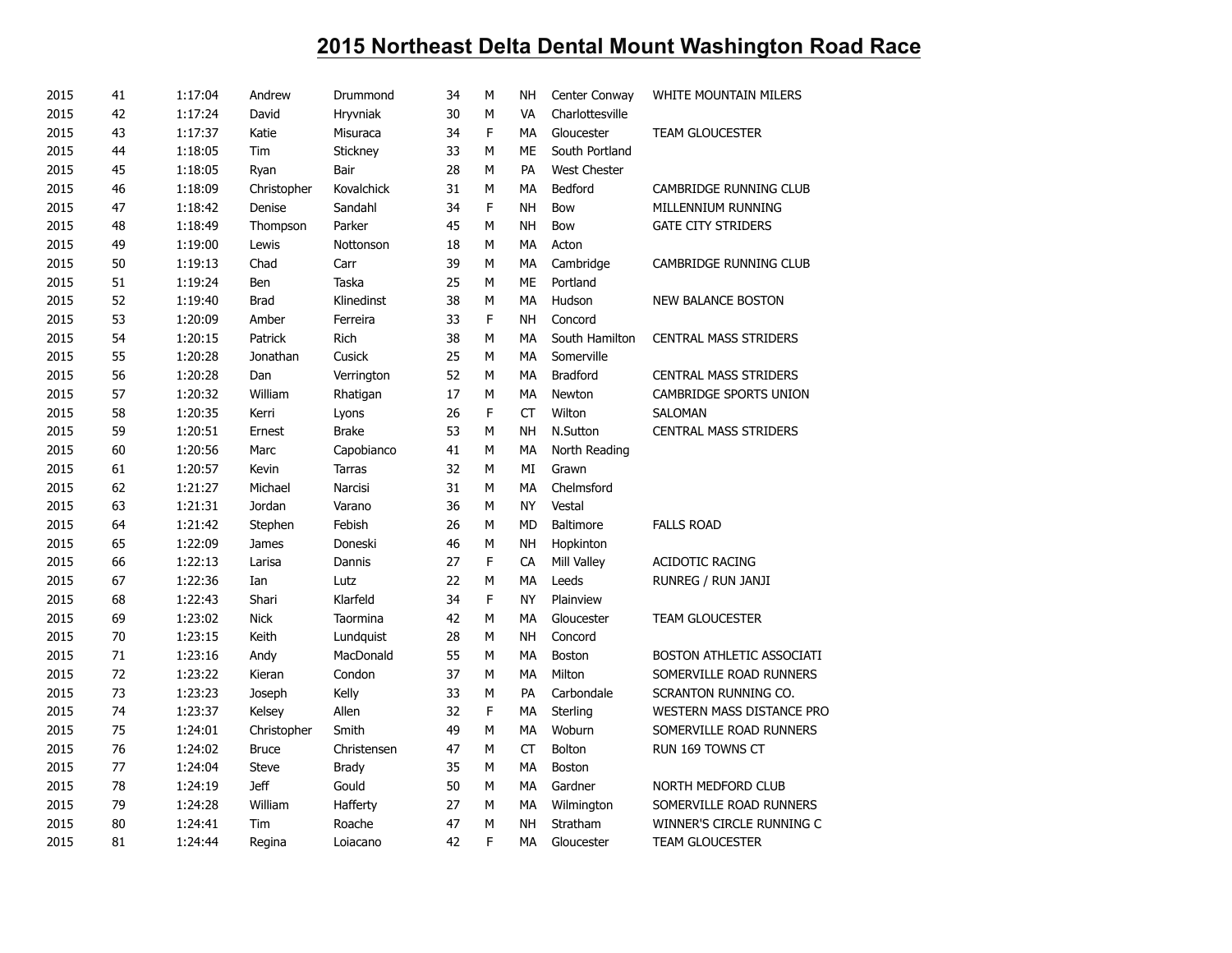# 2015 Northeast Delta Dental Mount Washington Road Race

| | | | | | | | | | |
|---|---|---|---|---|---|---|---|---|---|
| 2015 | 41 | 1:17:04 | Andrew | Drummond | 34 | M | NH | Center Conway | WHITE MOUNTAIN MILERS |
| 2015 | 42 | 1:17:24 | David | Hryvniak | 30 | M | VA | Charlottesville | |
| 2015 | 43 | 1:17:37 | Katie | Misuraca | 34 | F | MA | Gloucester | TEAM GLOUCESTER |
| 2015 | 44 | 1:18:05 | Tim | Stickney | 33 | M | ME | South Portland | |
| 2015 | 45 | 1:18:05 | Ryan | Bair | 28 | M | PA | West Chester | |
| 2015 | 46 | 1:18:09 | Christopher | Kovalchick | 31 | M | MA | Bedford | CAMBRIDGE RUNNING CLUB |
| 2015 | 47 | 1:18:42 | Denise | Sandahl | 34 | F | NH | Bow | MILLENNIUM RUNNING |
| 2015 | 48 | 1:18:49 | Thompson | Parker | 45 | M | NH | Bow | GATE CITY STRIDERS |
| 2015 | 49 | 1:19:00 | Lewis | Nottonson | 18 | M | MA | Acton | |
| 2015 | 50 | 1:19:13 | Chad | Carr | 39 | M | MA | Cambridge | CAMBRIDGE RUNNING CLUB |
| 2015 | 51 | 1:19:24 | Ben | Taska | 25 | M | ME | Portland | |
| 2015 | 52 | 1:19:40 | Brad | Klinedinst | 38 | M | MA | Hudson | NEW BALANCE BOSTON |
| 2015 | 53 | 1:20:09 | Amber | Ferreira | 33 | F | NH | Concord | |
| 2015 | 54 | 1:20:15 | Patrick | Rich | 38 | M | MA | South Hamilton | CENTRAL MASS STRIDERS |
| 2015 | 55 | 1:20:28 | Jonathan | Cusick | 25 | M | MA | Somerville | |
| 2015 | 56 | 1:20:28 | Dan | Verrington | 52 | M | MA | Bradford | CENTRAL MASS STRIDERS |
| 2015 | 57 | 1:20:32 | William | Rhatigan | 17 | M | MA | Newton | CAMBRIDGE SPORTS UNION |
| 2015 | 58 | 1:20:35 | Kerri | Lyons | 26 | F | CT | Wilton | SALOMAN |
| 2015 | 59 | 1:20:51 | Ernest | Brake | 53 | M | NH | N.Sutton | CENTRAL MASS STRIDERS |
| 2015 | 60 | 1:20:56 | Marc | Capobianco | 41 | M | MA | North Reading | |
| 2015 | 61 | 1:20:57 | Kevin | Tarras | 32 | M | MI | Grawn | |
| 2015 | 62 | 1:21:27 | Michael | Narcisi | 31 | M | MA | Chelmsford | |
| 2015 | 63 | 1:21:31 | Jordan | Varano | 36 | M | NY | Vestal | |
| 2015 | 64 | 1:21:42 | Stephen | Febish | 26 | M | MD | Baltimore | FALLS ROAD |
| 2015 | 65 | 1:22:09 | James | Doneski | 46 | M | NH | Hopkinton | |
| 2015 | 66 | 1:22:13 | Larisa | Dannis | 27 | F | CA | Mill Valley | ACIDOTIC RACING |
| 2015 | 67 | 1:22:36 | Ian | Lutz | 22 | M | MA | Leeds | RUNREG / RUN JANJI |
| 2015 | 68 | 1:22:43 | Shari | Klarfeld | 34 | F | NY | Plainview | |
| 2015 | 69 | 1:23:02 | Nick | Taormina | 42 | M | MA | Gloucester | TEAM GLOUCESTER |
| 2015 | 70 | 1:23:15 | Keith | Lundquist | 28 | M | NH | Concord | |
| 2015 | 71 | 1:23:16 | Andy | MacDonald | 55 | M | MA | Boston | BOSTON ATHLETIC ASSOCIATI |
| 2015 | 72 | 1:23:22 | Kieran | Condon | 37 | M | MA | Milton | SOMERVILLE ROAD RUNNERS |
| 2015 | 73 | 1:23:23 | Joseph | Kelly | 33 | M | PA | Carbondale | SCRANTON RUNNING CO. |
| 2015 | 74 | 1:23:37 | Kelsey | Allen | 32 | F | MA | Sterling | WESTERN MASS DISTANCE PRO |
| 2015 | 75 | 1:24:01 | Christopher | Smith | 49 | M | MA | Woburn | SOMERVILLE ROAD RUNNERS |
| 2015 | 76 | 1:24:02 | Bruce | Christensen | 47 | M | CT | Bolton | RUN 169 TOWNS CT |
| 2015 | 77 | 1:24:04 | Steve | Brady | 35 | M | MA | Boston | |
| 2015 | 78 | 1:24:19 | Jeff | Gould | 50 | M | MA | Gardner | NORTH MEDFORD CLUB |
| 2015 | 79 | 1:24:28 | William | Hafferty | 27 | M | MA | Wilmington | SOMERVILLE ROAD RUNNERS |
| 2015 | 80 | 1:24:41 | Tim | Roache | 47 | M | NH | Stratham | WINNER'S CIRCLE RUNNING C |
| 2015 | 81 | 1:24:44 | Regina | Loiacano | 42 | F | MA | Gloucester | TEAM GLOUCESTER |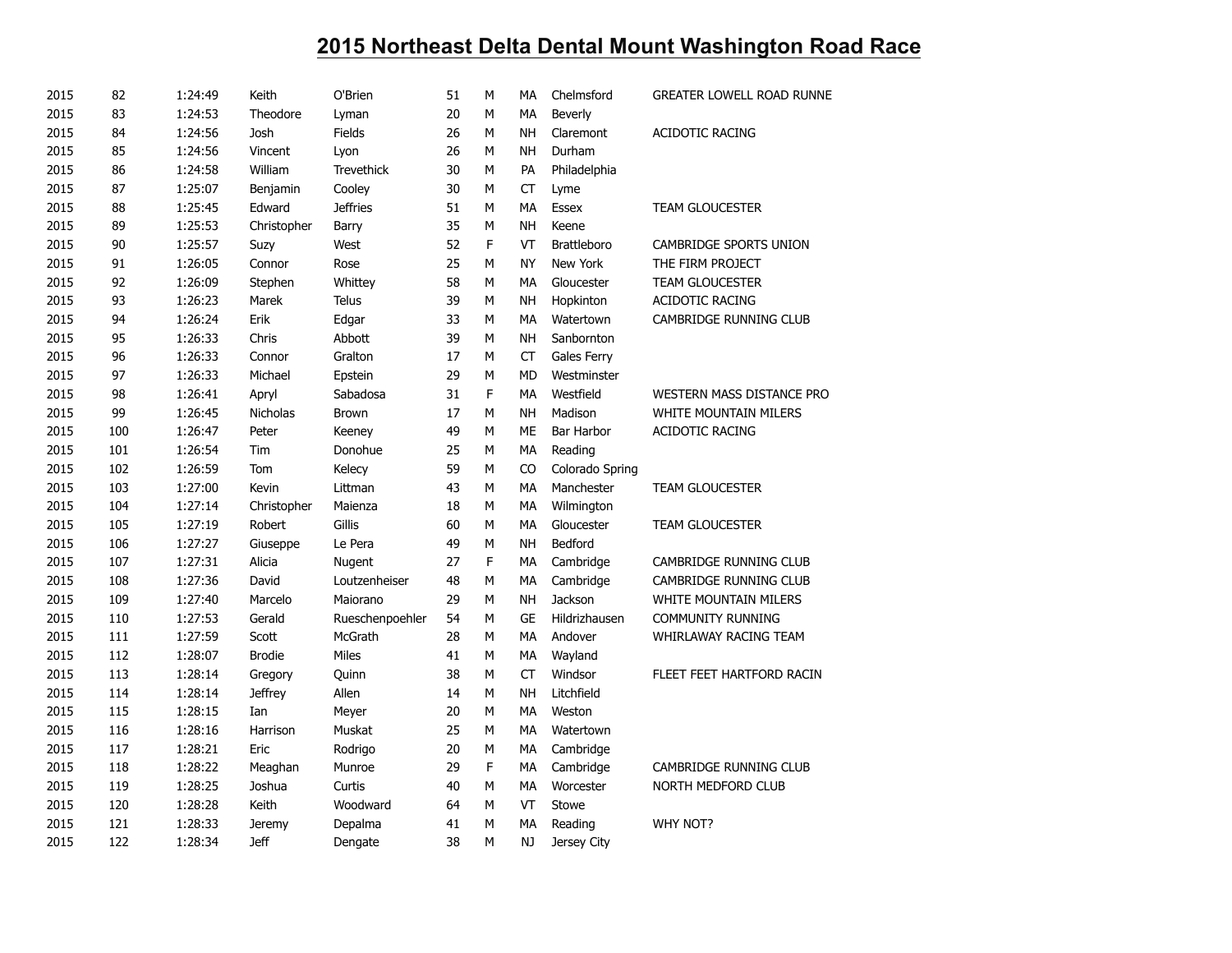# 2015 Northeast Delta Dental Mount Washington Road Race

| | | | | | | | | | |
|---|---|---|---|---|---|---|---|---|---|
| 2015 | 82 | 1:24:49 | Keith | O'Brien | 51 | M | MA | Chelmsford | GREATER LOWELL ROAD RUNNE |
| 2015 | 83 | 1:24:53 | Theodore | Lyman | 20 | M | MA | Beverly | |
| 2015 | 84 | 1:24:56 | Josh | Fields | 26 | M | NH | Claremont | ACIDOTIC RACING |
| 2015 | 85 | 1:24:56 | Vincent | Lyon | 26 | M | NH | Durham | |
| 2015 | 86 | 1:24:58 | William | Trevethick | 30 | M | PA | Philadelphia | |
| 2015 | 87 | 1:25:07 | Benjamin | Cooley | 30 | M | CT | Lyme | |
| 2015 | 88 | 1:25:45 | Edward | Jeffries | 51 | M | MA | Essex | TEAM GLOUCESTER |
| 2015 | 89 | 1:25:53 | Christopher | Barry | 35 | M | NH | Keene | |
| 2015 | 90 | 1:25:57 | Suzy | West | 52 | F | VT | Brattleboro | CAMBRIDGE SPORTS UNION |
| 2015 | 91 | 1:26:05 | Connor | Rose | 25 | M | NY | New York | THE FIRM PROJECT |
| 2015 | 92 | 1:26:09 | Stephen | Whittey | 58 | M | MA | Gloucester | TEAM GLOUCESTER |
| 2015 | 93 | 1:26:23 | Marek | Telus | 39 | M | NH | Hopkinton | ACIDOTIC RACING |
| 2015 | 94 | 1:26:24 | Erik | Edgar | 33 | M | MA | Watertown | CAMBRIDGE RUNNING CLUB |
| 2015 | 95 | 1:26:33 | Chris | Abbott | 39 | M | NH | Sanbornton | |
| 2015 | 96 | 1:26:33 | Connor | Gralton | 17 | M | CT | Gales Ferry | |
| 2015 | 97 | 1:26:33 | Michael | Epstein | 29 | M | MD | Westminster | |
| 2015 | 98 | 1:26:41 | Apryl | Sabadosa | 31 | F | MA | Westfield | WESTERN MASS DISTANCE PRO |
| 2015 | 99 | 1:26:45 | Nicholas | Brown | 17 | M | NH | Madison | WHITE MOUNTAIN MILERS |
| 2015 | 100 | 1:26:47 | Peter | Keeney | 49 | M | ME | Bar Harbor | ACIDOTIC RACING |
| 2015 | 101 | 1:26:54 | Tim | Donohue | 25 | M | MA | Reading | |
| 2015 | 102 | 1:26:59 | Tom | Kelecy | 59 | M | CO | Colorado Spring | |
| 2015 | 103 | 1:27:00 | Kevin | Littman | 43 | M | MA | Manchester | TEAM GLOUCESTER |
| 2015 | 104 | 1:27:14 | Christopher | Maienza | 18 | M | MA | Wilmington | |
| 2015 | 105 | 1:27:19 | Robert | Gillis | 60 | M | MA | Gloucester | TEAM GLOUCESTER |
| 2015 | 106 | 1:27:27 | Giuseppe | Le Pera | 49 | M | NH | Bedford | |
| 2015 | 107 | 1:27:31 | Alicia | Nugent | 27 | F | MA | Cambridge | CAMBRIDGE RUNNING CLUB |
| 2015 | 108 | 1:27:36 | David | Loutzenheiser | 48 | M | MA | Cambridge | CAMBRIDGE RUNNING CLUB |
| 2015 | 109 | 1:27:40 | Marcelo | Maiorano | 29 | M | NH | Jackson | WHITE MOUNTAIN MILERS |
| 2015 | 110 | 1:27:53 | Gerald | Rueschenpoehler | 54 | M | GE | Hildrizhausen | COMMUNITY RUNNING |
| 2015 | 111 | 1:27:59 | Scott | McGrath | 28 | M | MA | Andover | WHIRLAWAY RACING TEAM |
| 2015 | 112 | 1:28:07 | Brodie | Miles | 41 | M | MA | Wayland | |
| 2015 | 113 | 1:28:14 | Gregory | Quinn | 38 | M | CT | Windsor | FLEET FEET HARTFORD RACIN |
| 2015 | 114 | 1:28:14 | Jeffrey | Allen | 14 | M | NH | Litchfield | |
| 2015 | 115 | 1:28:15 | Ian | Meyer | 20 | M | MA | Weston | |
| 2015 | 116 | 1:28:16 | Harrison | Muskat | 25 | M | MA | Watertown | |
| 2015 | 117 | 1:28:21 | Eric | Rodrigo | 20 | M | MA | Cambridge | |
| 2015 | 118 | 1:28:22 | Meaghan | Munroe | 29 | F | MA | Cambridge | CAMBRIDGE RUNNING CLUB |
| 2015 | 119 | 1:28:25 | Joshua | Curtis | 40 | M | MA | Worcester | NORTH MEDFORD CLUB |
| 2015 | 120 | 1:28:28 | Keith | Woodward | 64 | M | VT | Stowe | |
| 2015 | 121 | 1:28:33 | Jeremy | Depalma | 41 | M | MA | Reading | WHY NOT? |
| 2015 | 122 | 1:28:34 | Jeff | Dengate | 38 | M | NJ | Jersey City | |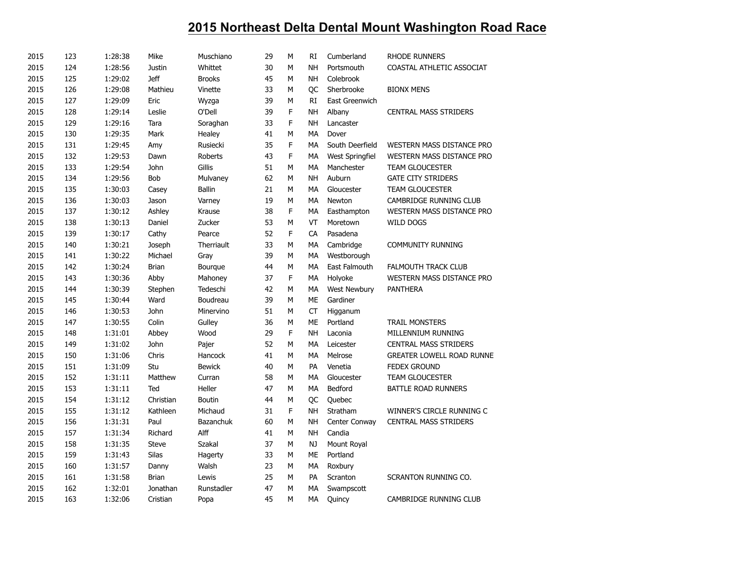# 2015 Northeast Delta Dental Mount Washington Road Race

| | | | | | | | | | |
|---|---|---|---|---|---|---|---|---|---|
| 2015 | 123 | 1:28:38 | Mike | Muschiano | 29 | M | RI | Cumberland | RHODE RUNNERS |
| 2015 | 124 | 1:28:56 | Justin | Whittet | 30 | M | NH | Portsmouth | COASTAL ATHLETIC ASSOCIAT |
| 2015 | 125 | 1:29:02 | Jeff | Brooks | 45 | M | NH | Colebrook | |
| 2015 | 126 | 1:29:08 | Mathieu | Vinette | 33 | M | QC | Sherbrooke | BIONX MENS |
| 2015 | 127 | 1:29:09 | Eric | Wyzga | 39 | M | RI | East Greenwich | |
| 2015 | 128 | 1:29:14 | Leslie | O'Dell | 39 | F | NH | Albany | CENTRAL MASS STRIDERS |
| 2015 | 129 | 1:29:16 | Tara | Soraghan | 33 | F | NH | Lancaster | |
| 2015 | 130 | 1:29:35 | Mark | Healey | 41 | M | MA | Dover | |
| 2015 | 131 | 1:29:45 | Amy | Rusiecki | 35 | F | MA | South Deerfield | WESTERN MASS DISTANCE PRO |
| 2015 | 132 | 1:29:53 | Dawn | Roberts | 43 | F | MA | West Springfiel | WESTERN MASS DISTANCE PRO |
| 2015 | 133 | 1:29:54 | John | Gillis | 51 | M | MA | Manchester | TEAM GLOUCESTER |
| 2015 | 134 | 1:29:56 | Bob | Mulvaney | 62 | M | NH | Auburn | GATE CITY STRIDERS |
| 2015 | 135 | 1:30:03 | Casey | Ballin | 21 | M | MA | Gloucester | TEAM GLOUCESTER |
| 2015 | 136 | 1:30:03 | Jason | Varney | 19 | M | MA | Newton | CAMBRIDGE RUNNING CLUB |
| 2015 | 137 | 1:30:12 | Ashley | Krause | 38 | F | MA | Easthampton | WESTERN MASS DISTANCE PRO |
| 2015 | 138 | 1:30:13 | Daniel | Zucker | 53 | M | VT | Moretown | WILD DOGS |
| 2015 | 139 | 1:30:17 | Cathy | Pearce | 52 | F | CA | Pasadena | |
| 2015 | 140 | 1:30:21 | Joseph | Therriault | 33 | M | MA | Cambridge | COMMUNITY RUNNING |
| 2015 | 141 | 1:30:22 | Michael | Gray | 39 | M | MA | Westborough | |
| 2015 | 142 | 1:30:24 | Brian | Bourque | 44 | M | MA | East Falmouth | FALMOUTH TRACK CLUB |
| 2015 | 143 | 1:30:36 | Abby | Mahoney | 37 | F | MA | Holyoke | WESTERN MASS DISTANCE PRO |
| 2015 | 144 | 1:30:39 | Stephen | Tedeschi | 42 | M | MA | West Newbury | PANTHERA |
| 2015 | 145 | 1:30:44 | Ward | Boudreau | 39 | M | ME | Gardiner | |
| 2015 | 146 | 1:30:53 | John | Minervino | 51 | M | CT | Higganum | |
| 2015 | 147 | 1:30:55 | Colin | Gulley | 36 | M | ME | Portland | TRAIL MONSTERS |
| 2015 | 148 | 1:31:01 | Abbey | Wood | 29 | F | NH | Laconia | MILLENNIUM RUNNING |
| 2015 | 149 | 1:31:02 | John | Pajer | 52 | M | MA | Leicester | CENTRAL MASS STRIDERS |
| 2015 | 150 | 1:31:06 | Chris | Hancock | 41 | M | MA | Melrose | GREATER LOWELL ROAD RUNNE |
| 2015 | 151 | 1:31:09 | Stu | Bewick | 40 | M | PA | Venetia | FEDEX GROUND |
| 2015 | 152 | 1:31:11 | Matthew | Curran | 58 | M | MA | Gloucester | TEAM GLOUCESTER |
| 2015 | 153 | 1:31:11 | Ted | Heller | 47 | M | MA | Bedford | BATTLE ROAD RUNNERS |
| 2015 | 154 | 1:31:12 | Christian | Boutin | 44 | M | QC | Quebec | |
| 2015 | 155 | 1:31:12 | Kathleen | Michaud | 31 | F | NH | Stratham | WINNER'S CIRCLE RUNNING C |
| 2015 | 156 | 1:31:31 | Paul | Bazanchuk | 60 | M | NH | Center Conway | CENTRAL MASS STRIDERS |
| 2015 | 157 | 1:31:34 | Richard | Alff | 41 | M | NH | Candia | |
| 2015 | 158 | 1:31:35 | Steve | Szakal | 37 | M | NJ | Mount Royal | |
| 2015 | 159 | 1:31:43 | Silas | Hagerty | 33 | M | ME | Portland | |
| 2015 | 160 | 1:31:57 | Danny | Walsh | 23 | M | MA | Roxbury | |
| 2015 | 161 | 1:31:58 | Brian | Lewis | 25 | M | PA | Scranton | SCRANTON RUNNING CO. |
| 2015 | 162 | 1:32:01 | Jonathan | Runstadler | 47 | M | MA | Swampscott | |
| 2015 | 163 | 1:32:06 | Cristian | Popa | 45 | M | MA | Quincy | CAMBRIDGE RUNNING CLUB |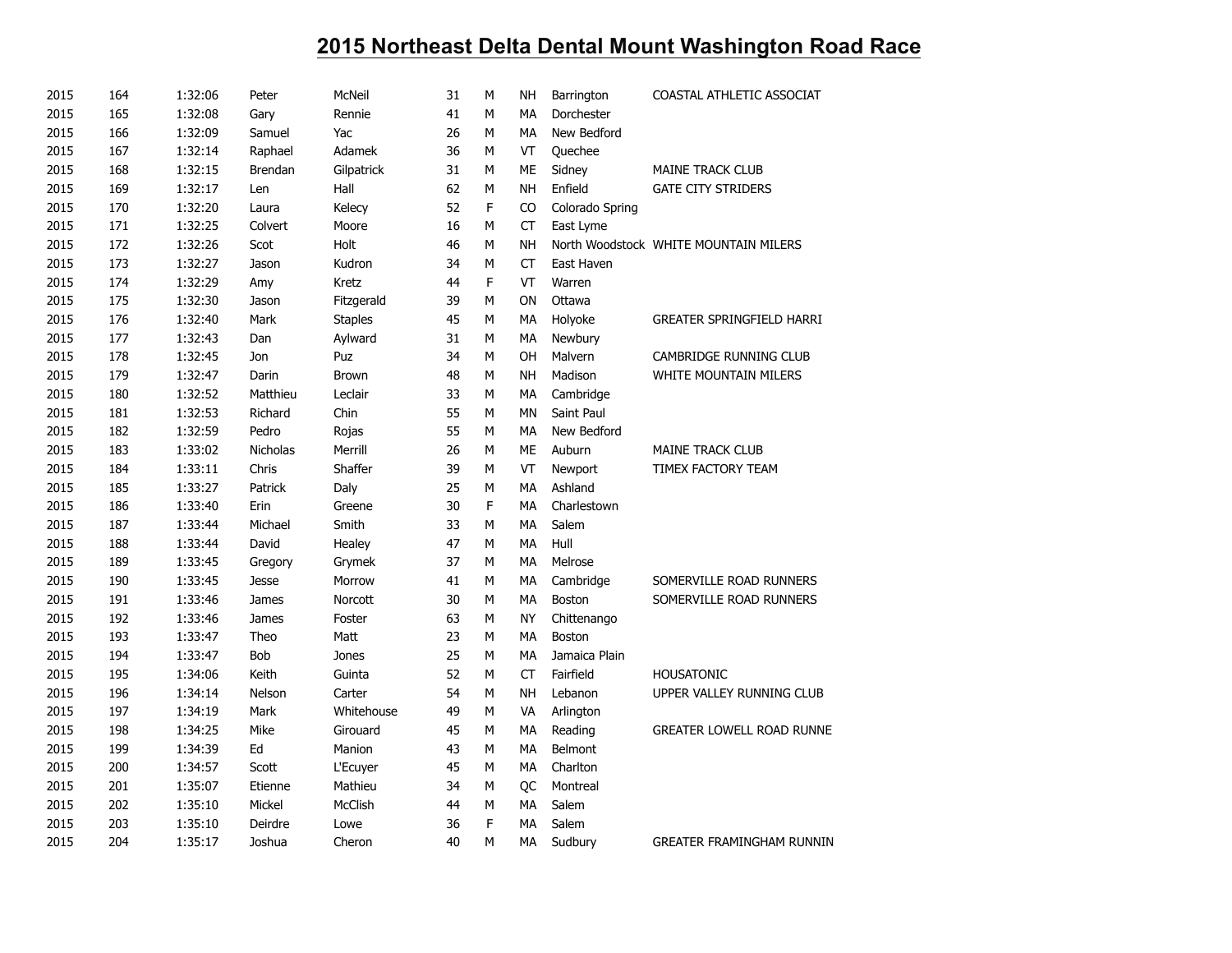# 2015 Northeast Delta Dental Mount Washington Road Race

| | | | | | | | | | |
|---|---|---|---|---|---|---|---|---|---|
| 2015 | 164 | 1:32:06 | Peter | McNeil | 31 | M | NH | Barrington | COASTAL ATHLETIC ASSOCIAT |
| 2015 | 165 | 1:32:08 | Gary | Rennie | 41 | M | MA | Dorchester | |
| 2015 | 166 | 1:32:09 | Samuel | Yac | 26 | M | MA | New Bedford | |
| 2015 | 167 | 1:32:14 | Raphael | Adamek | 36 | M | VT | Quechee | |
| 2015 | 168 | 1:32:15 | Brendan | Gilpatrick | 31 | M | ME | Sidney | MAINE TRACK CLUB |
| 2015 | 169 | 1:32:17 | Len | Hall | 62 | M | NH | Enfield | GATE CITY STRIDERS |
| 2015 | 170 | 1:32:20 | Laura | Kelecy | 52 | F | CO | Colorado Spring | |
| 2015 | 171 | 1:32:25 | Colvert | Moore | 16 | M | CT | East Lyme | |
| 2015 | 172 | 1:32:26 | Scot | Holt | 46 | M | NH | North Woodstock | WHITE MOUNTAIN MILERS |
| 2015 | 173 | 1:32:27 | Jason | Kudron | 34 | M | CT | East Haven | |
| 2015 | 174 | 1:32:29 | Amy | Kretz | 44 | F | VT | Warren | |
| 2015 | 175 | 1:32:30 | Jason | Fitzgerald | 39 | M | ON | Ottawa | |
| 2015 | 176 | 1:32:40 | Mark | Staples | 45 | M | MA | Holyoke | GREATER SPRINGFIELD HARRI |
| 2015 | 177 | 1:32:43 | Dan | Aylward | 31 | M | MA | Newbury | |
| 2015 | 178 | 1:32:45 | Jon | Puz | 34 | M | OH | Malvern | CAMBRIDGE RUNNING CLUB |
| 2015 | 179 | 1:32:47 | Darin | Brown | 48 | M | NH | Madison | WHITE MOUNTAIN MILERS |
| 2015 | 180 | 1:32:52 | Matthieu | Leclair | 33 | M | MA | Cambridge | |
| 2015 | 181 | 1:32:53 | Richard | Chin | 55 | M | MN | Saint Paul | |
| 2015 | 182 | 1:32:59 | Pedro | Rojas | 55 | M | MA | New Bedford | |
| 2015 | 183 | 1:33:02 | Nicholas | Merrill | 26 | M | ME | Auburn | MAINE TRACK CLUB |
| 2015 | 184 | 1:33:11 | Chris | Shaffer | 39 | M | VT | Newport | TIMEX FACTORY TEAM |
| 2015 | 185 | 1:33:27 | Patrick | Daly | 25 | M | MA | Ashland | |
| 2015 | 186 | 1:33:40 | Erin | Greene | 30 | F | MA | Charlestown | |
| 2015 | 187 | 1:33:44 | Michael | Smith | 33 | M | MA | Salem | |
| 2015 | 188 | 1:33:44 | David | Healey | 47 | M | MA | Hull | |
| 2015 | 189 | 1:33:45 | Gregory | Grymek | 37 | M | MA | Melrose | |
| 2015 | 190 | 1:33:45 | Jesse | Morrow | 41 | M | MA | Cambridge | SOMERVILLE ROAD RUNNERS |
| 2015 | 191 | 1:33:46 | James | Norcott | 30 | M | MA | Boston | SOMERVILLE ROAD RUNNERS |
| 2015 | 192 | 1:33:46 | James | Foster | 63 | M | NY | Chittenango | |
| 2015 | 193 | 1:33:47 | Theo | Matt | 23 | M | MA | Boston | |
| 2015 | 194 | 1:33:47 | Bob | Jones | 25 | M | MA | Jamaica Plain | |
| 2015 | 195 | 1:34:06 | Keith | Guinta | 52 | M | CT | Fairfield | HOUSATONIC |
| 2015 | 196 | 1:34:14 | Nelson | Carter | 54 | M | NH | Lebanon | UPPER VALLEY RUNNING CLUB |
| 2015 | 197 | 1:34:19 | Mark | Whitehouse | 49 | M | VA | Arlington | |
| 2015 | 198 | 1:34:25 | Mike | Girouard | 45 | M | MA | Reading | GREATER LOWELL ROAD RUNNE |
| 2015 | 199 | 1:34:39 | Ed | Manion | 43 | M | MA | Belmont | |
| 2015 | 200 | 1:34:57 | Scott | L'Ecuyer | 45 | M | MA | Charlton | |
| 2015 | 201 | 1:35:07 | Etienne | Mathieu | 34 | M | QC | Montreal | |
| 2015 | 202 | 1:35:10 | Mickel | McClish | 44 | M | MA | Salem | |
| 2015 | 203 | 1:35:10 | Deirdre | Lowe | 36 | F | MA | Salem | |
| 2015 | 204 | 1:35:17 | Joshua | Cheron | 40 | M | MA | Sudbury | GREATER FRAMINGHAM RUNNIN |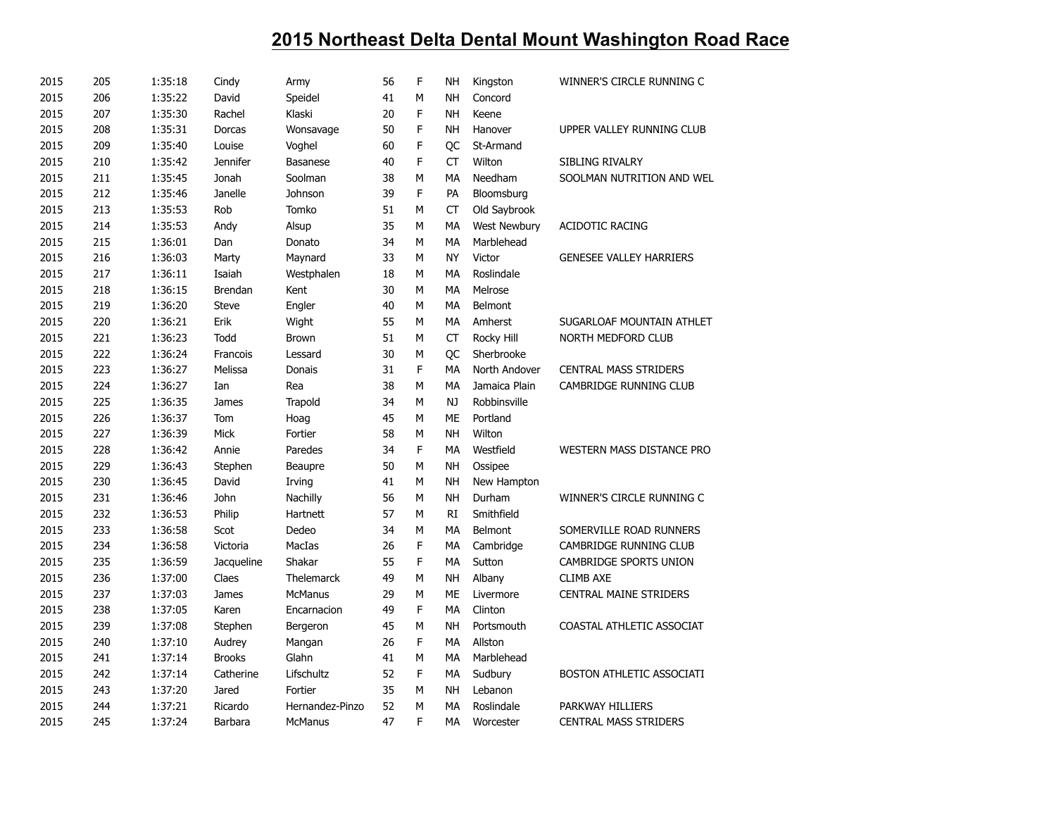# 2015 Northeast Delta Dental Mount Washington Road Race

| | | | | | | | | | |
|---|---|---|---|---|---|---|---|---|---|
| 2015 | 205 | 1:35:18 | Cindy | Army | 56 | F | NH | Kingston | WINNER'S CIRCLE RUNNING C |
| 2015 | 206 | 1:35:22 | David | Speidel | 41 | M | NH | Concord | |
| 2015 | 207 | 1:35:30 | Rachel | Klaski | 20 | F | NH | Keene | |
| 2015 | 208 | 1:35:31 | Dorcas | Wonsavage | 50 | F | NH | Hanover | UPPER VALLEY RUNNING CLUB |
| 2015 | 209 | 1:35:40 | Louise | Voghel | 60 | F | QC | St-Armand | |
| 2015 | 210 | 1:35:42 | Jennifer | Basanese | 40 | F | CT | Wilton | SIBLING RIVALRY |
| 2015 | 211 | 1:35:45 | Jonah | Soolman | 38 | M | MA | Needham | SOOLMAN NUTRITION AND WEL |
| 2015 | 212 | 1:35:46 | Janelle | Johnson | 39 | F | PA | Bloomsburg | |
| 2015 | 213 | 1:35:53 | Rob | Tomko | 51 | M | CT | Old Saybrook | |
| 2015 | 214 | 1:35:53 | Andy | Alsup | 35 | M | MA | West Newbury | ACIDOTIC RACING |
| 2015 | 215 | 1:36:01 | Dan | Donato | 34 | M | MA | Marblehead | |
| 2015 | 216 | 1:36:03 | Marty | Maynard | 33 | M | NY | Victor | GENESEE VALLEY HARRIERS |
| 2015 | 217 | 1:36:11 | Isaiah | Westphalen | 18 | M | MA | Roslindale | |
| 2015 | 218 | 1:36:15 | Brendan | Kent | 30 | M | MA | Melrose | |
| 2015 | 219 | 1:36:20 | Steve | Engler | 40 | M | MA | Belmont | |
| 2015 | 220 | 1:36:21 | Erik | Wight | 55 | M | MA | Amherst | SUGARLOAF MOUNTAIN ATHLET |
| 2015 | 221 | 1:36:23 | Todd | Brown | 51 | M | CT | Rocky Hill | NORTH MEDFORD CLUB |
| 2015 | 222 | 1:36:24 | Francois | Lessard | 30 | M | QC | Sherbrooke | |
| 2015 | 223 | 1:36:27 | Melissa | Donais | 31 | F | MA | North Andover | CENTRAL MASS STRIDERS |
| 2015 | 224 | 1:36:27 | Ian | Rea | 38 | M | MA | Jamaica Plain | CAMBRIDGE RUNNING CLUB |
| 2015 | 225 | 1:36:35 | James | Trapold | 34 | M | NJ | Robbinsville | |
| 2015 | 226 | 1:36:37 | Tom | Hoag | 45 | M | ME | Portland | |
| 2015 | 227 | 1:36:39 | Mick | Fortier | 58 | M | NH | Wilton | |
| 2015 | 228 | 1:36:42 | Annie | Paredes | 34 | F | MA | Westfield | WESTERN MASS DISTANCE PRO |
| 2015 | 229 | 1:36:43 | Stephen | Beaupre | 50 | M | NH | Ossipee | |
| 2015 | 230 | 1:36:45 | David | Irving | 41 | M | NH | New Hampton | |
| 2015 | 231 | 1:36:46 | John | Nachilly | 56 | M | NH | Durham | WINNER'S CIRCLE RUNNING C |
| 2015 | 232 | 1:36:53 | Philip | Hartnett | 57 | M | RI | Smithfield | |
| 2015 | 233 | 1:36:58 | Scot | Dedeo | 34 | M | MA | Belmont | SOMERVILLE ROAD RUNNERS |
| 2015 | 234 | 1:36:58 | Victoria | MacIas | 26 | F | MA | Cambridge | CAMBRIDGE RUNNING CLUB |
| 2015 | 235 | 1:36:59 | Jacqueline | Shakar | 55 | F | MA | Sutton | CAMBRIDGE SPORTS UNION |
| 2015 | 236 | 1:37:00 | Claes | Thelemarck | 49 | M | NH | Albany | CLIMB AXE |
| 2015 | 237 | 1:37:03 | James | McManus | 29 | M | ME | Livermore | CENTRAL MAINE STRIDERS |
| 2015 | 238 | 1:37:05 | Karen | Encarnacion | 49 | F | MA | Clinton | |
| 2015 | 239 | 1:37:08 | Stephen | Bergeron | 45 | M | NH | Portsmouth | COASTAL ATHLETIC ASSOCIAT |
| 2015 | 240 | 1:37:10 | Audrey | Mangan | 26 | F | MA | Allston | |
| 2015 | 241 | 1:37:14 | Brooks | Glahn | 41 | M | MA | Marblehead | |
| 2015 | 242 | 1:37:14 | Catherine | Lifschultz | 52 | F | MA | Sudbury | BOSTON ATHLETIC ASSOCIATI |
| 2015 | 243 | 1:37:20 | Jared | Fortier | 35 | M | NH | Lebanon | |
| 2015 | 244 | 1:37:21 | Ricardo | Hernandez-Pinzo | 52 | M | MA | Roslindale | PARKWAY HILLIERS |
| 2015 | 245 | 1:37:24 | Barbara | McManus | 47 | F | MA | Worcester | CENTRAL MASS STRIDERS |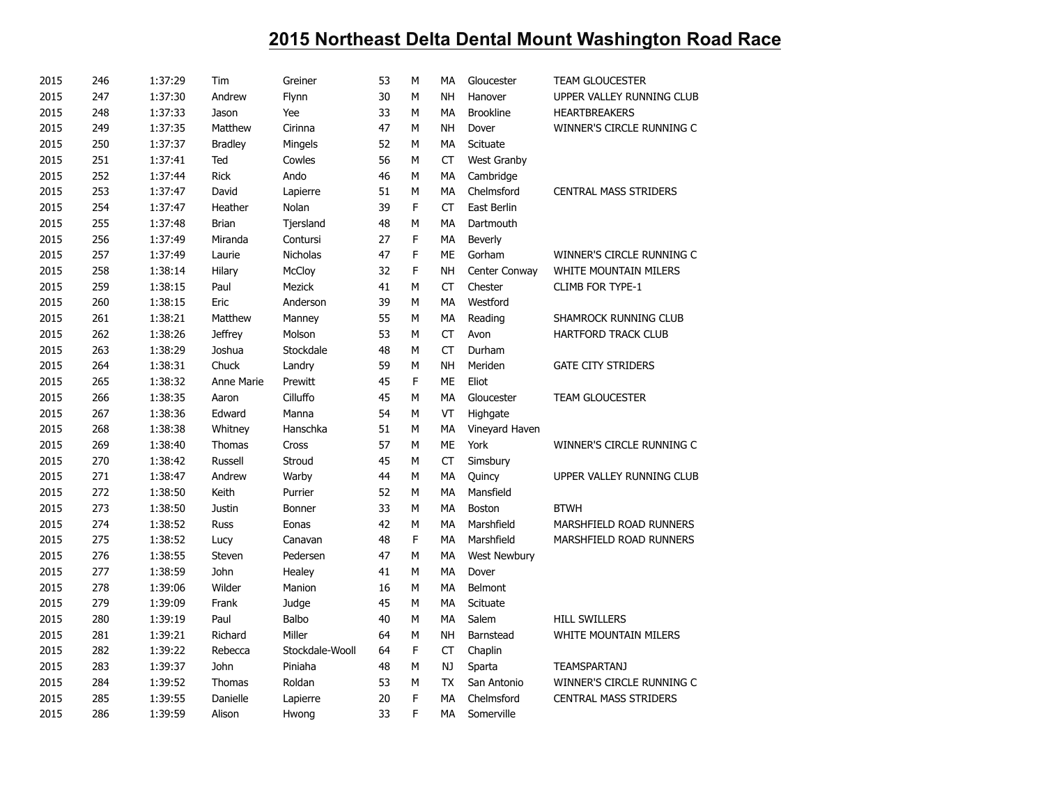# 2015 Northeast Delta Dental Mount Washington Road Race

| | | | | | | | | | |
|---|---|---|---|---|---|---|---|---|---|
| 2015 | 246 | 1:37:29 | Tim | Greiner | 53 | M | MA | Gloucester | TEAM GLOUCESTER |
| 2015 | 247 | 1:37:30 | Andrew | Flynn | 30 | M | NH | Hanover | UPPER VALLEY RUNNING CLUB |
| 2015 | 248 | 1:37:33 | Jason | Yee | 33 | M | MA | Brookline | HEARTBREAKERS |
| 2015 | 249 | 1:37:35 | Matthew | Cirinna | 47 | M | NH | Dover | WINNER'S CIRCLE RUNNING C |
| 2015 | 250 | 1:37:37 | Bradley | Mingels | 52 | M | MA | Scituate | |
| 2015 | 251 | 1:37:41 | Ted | Cowles | 56 | M | CT | West Granby | |
| 2015 | 252 | 1:37:44 | Rick | Ando | 46 | M | MA | Cambridge | |
| 2015 | 253 | 1:37:47 | David | Lapierre | 51 | M | MA | Chelmsford | CENTRAL MASS STRIDERS |
| 2015 | 254 | 1:37:47 | Heather | Nolan | 39 | F | CT | East Berlin | |
| 2015 | 255 | 1:37:48 | Brian | Tjersland | 48 | M | MA | Dartmouth | |
| 2015 | 256 | 1:37:49 | Miranda | Contursi | 27 | F | MA | Beverly | |
| 2015 | 257 | 1:37:49 | Laurie | Nicholas | 47 | F | ME | Gorham | WINNER'S CIRCLE RUNNING C |
| 2015 | 258 | 1:38:14 | Hilary | McCloy | 32 | F | NH | Center Conway | WHITE MOUNTAIN MILERS |
| 2015 | 259 | 1:38:15 | Paul | Mezick | 41 | M | CT | Chester | CLIMB FOR TYPE-1 |
| 2015 | 260 | 1:38:15 | Eric | Anderson | 39 | M | MA | Westford | |
| 2015 | 261 | 1:38:21 | Matthew | Manney | 55 | M | MA | Reading | SHAMROCK RUNNING CLUB |
| 2015 | 262 | 1:38:26 | Jeffrey | Molson | 53 | M | CT | Avon | HARTFORD TRACK CLUB |
| 2015 | 263 | 1:38:29 | Joshua | Stockdale | 48 | M | CT | Durham | |
| 2015 | 264 | 1:38:31 | Chuck | Landry | 59 | M | NH | Meriden | GATE CITY STRIDERS |
| 2015 | 265 | 1:38:32 | Anne Marie | Prewitt | 45 | F | ME | Eliot | |
| 2015 | 266 | 1:38:35 | Aaron | Cilluffo | 45 | M | MA | Gloucester | TEAM GLOUCESTER |
| 2015 | 267 | 1:38:36 | Edward | Manna | 54 | M | VT | Highgate | |
| 2015 | 268 | 1:38:38 | Whitney | Hanschka | 51 | M | MA | Vineyard Haven | |
| 2015 | 269 | 1:38:40 | Thomas | Cross | 57 | M | ME | York | WINNER'S CIRCLE RUNNING C |
| 2015 | 270 | 1:38:42 | Russell | Stroud | 45 | M | CT | Simsbury | |
| 2015 | 271 | 1:38:47 | Andrew | Warby | 44 | M | MA | Quincy | UPPER VALLEY RUNNING CLUB |
| 2015 | 272 | 1:38:50 | Keith | Purrier | 52 | M | MA | Mansfield | |
| 2015 | 273 | 1:38:50 | Justin | Bonner | 33 | M | MA | Boston | BTWH |
| 2015 | 274 | 1:38:52 | Russ | Eonas | 42 | M | MA | Marshfield | MARSHFIELD ROAD RUNNERS |
| 2015 | 275 | 1:38:52 | Lucy | Canavan | 48 | F | MA | Marshfield | MARSHFIELD ROAD RUNNERS |
| 2015 | 276 | 1:38:55 | Steven | Pedersen | 47 | M | MA | West Newbury | |
| 2015 | 277 | 1:38:59 | John | Healey | 41 | M | MA | Dover | |
| 2015 | 278 | 1:39:06 | Wilder | Manion | 16 | M | MA | Belmont | |
| 2015 | 279 | 1:39:09 | Frank | Judge | 45 | M | MA | Scituate | |
| 2015 | 280 | 1:39:19 | Paul | Balbo | 40 | M | MA | Salem | HILL SWILLERS |
| 2015 | 281 | 1:39:21 | Richard | Miller | 64 | M | NH | Barnstead | WHITE MOUNTAIN MILERS |
| 2015 | 282 | 1:39:22 | Rebecca | Stockdale-Wooll | 64 | F | CT | Chaplin | |
| 2015 | 283 | 1:39:37 | John | Piniaha | 48 | M | NJ | Sparta | TEAMSPARTANJ |
| 2015 | 284 | 1:39:52 | Thomas | Roldan | 53 | M | TX | San Antonio | WINNER'S CIRCLE RUNNING C |
| 2015 | 285 | 1:39:55 | Danielle | Lapierre | 20 | F | MA | Chelmsford | CENTRAL MASS STRIDERS |
| 2015 | 286 | 1:39:59 | Alison | Hwong | 33 | F | MA | Somerville | |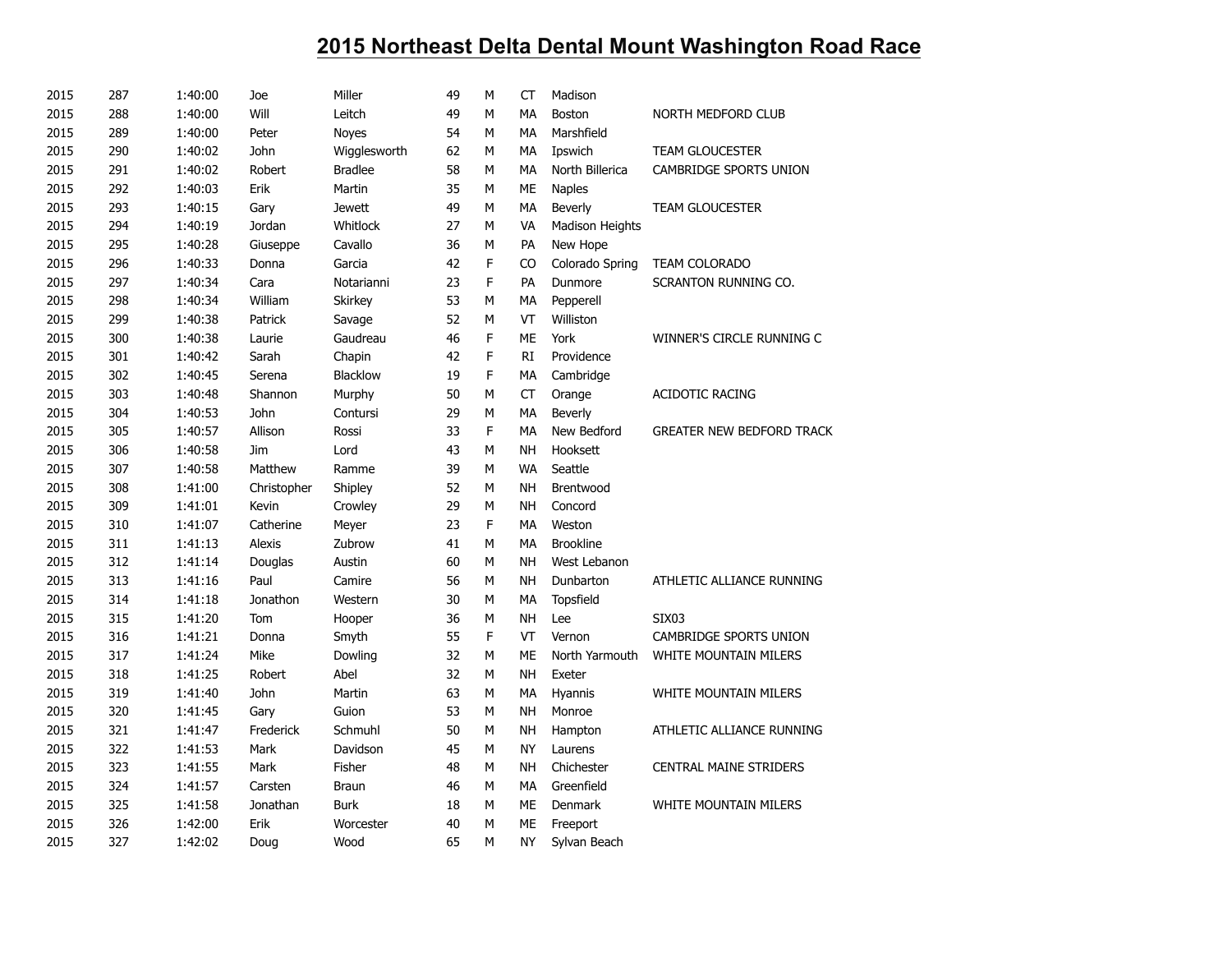# 2015 Northeast Delta Dental Mount Washington Road Race

| | | | | | | | | | |
|---|---|---|---|---|---|---|---|---|---|
| 2015 | 287 | 1:40:00 | Joe | Miller | 49 | M | CT | Madison | |
| 2015 | 288 | 1:40:00 | Will | Leitch | 49 | M | MA | Boston | NORTH MEDFORD CLUB |
| 2015 | 289 | 1:40:00 | Peter | Noyes | 54 | M | MA | Marshfield | |
| 2015 | 290 | 1:40:02 | John | Wigglesworth | 62 | M | MA | Ipswich | TEAM GLOUCESTER |
| 2015 | 291 | 1:40:02 | Robert | Bradlee | 58 | M | MA | North Billerica | CAMBRIDGE SPORTS UNION |
| 2015 | 292 | 1:40:03 | Erik | Martin | 35 | M | ME | Naples | |
| 2015 | 293 | 1:40:15 | Gary | Jewett | 49 | M | MA | Beverly | TEAM GLOUCESTER |
| 2015 | 294 | 1:40:19 | Jordan | Whitlock | 27 | M | VA | Madison Heights | |
| 2015 | 295 | 1:40:28 | Giuseppe | Cavallo | 36 | M | PA | New Hope | |
| 2015 | 296 | 1:40:33 | Donna | Garcia | 42 | F | CO | Colorado Spring | TEAM COLORADO |
| 2015 | 297 | 1:40:34 | Cara | Notarianni | 23 | F | PA | Dunmore | SCRANTON RUNNING CO. |
| 2015 | 298 | 1:40:34 | William | Skirkey | 53 | M | MA | Pepperell | |
| 2015 | 299 | 1:40:38 | Patrick | Savage | 52 | M | VT | Williston | |
| 2015 | 300 | 1:40:38 | Laurie | Gaudreau | 46 | F | ME | York | WINNER'S CIRCLE RUNNING C |
| 2015 | 301 | 1:40:42 | Sarah | Chapin | 42 | F | RI | Providence | |
| 2015 | 302 | 1:40:45 | Serena | Blacklow | 19 | F | MA | Cambridge | |
| 2015 | 303 | 1:40:48 | Shannon | Murphy | 50 | M | CT | Orange | ACIDOTIC RACING |
| 2015 | 304 | 1:40:53 | John | Contursi | 29 | M | MA | Beverly | |
| 2015 | 305 | 1:40:57 | Allison | Rossi | 33 | F | MA | New Bedford | GREATER NEW BEDFORD TRACK |
| 2015 | 306 | 1:40:58 | Jim | Lord | 43 | M | NH | Hooksett | |
| 2015 | 307 | 1:40:58 | Matthew | Ramme | 39 | M | WA | Seattle | |
| 2015 | 308 | 1:41:00 | Christopher | Shipley | 52 | M | NH | Brentwood | |
| 2015 | 309 | 1:41:01 | Kevin | Crowley | 29 | M | NH | Concord | |
| 2015 | 310 | 1:41:07 | Catherine | Meyer | 23 | F | MA | Weston | |
| 2015 | 311 | 1:41:13 | Alexis | Zubrow | 41 | M | MA | Brookline | |
| 2015 | 312 | 1:41:14 | Douglas | Austin | 60 | M | NH | West Lebanon | |
| 2015 | 313 | 1:41:16 | Paul | Camire | 56 | M | NH | Dunbarton | ATHLETIC ALLIANCE RUNNING |
| 2015 | 314 | 1:41:18 | Jonathon | Western | 30 | M | MA | Topsfield | |
| 2015 | 315 | 1:41:20 | Tom | Hooper | 36 | M | NH | Lee | SIX03 |
| 2015 | 316 | 1:41:21 | Donna | Smyth | 55 | F | VT | Vernon | CAMBRIDGE SPORTS UNION |
| 2015 | 317 | 1:41:24 | Mike | Dowling | 32 | M | ME | North Yarmouth | WHITE MOUNTAIN MILERS |
| 2015 | 318 | 1:41:25 | Robert | Abel | 32 | M | NH | Exeter | |
| 2015 | 319 | 1:41:40 | John | Martin | 63 | M | MA | Hyannis | WHITE MOUNTAIN MILERS |
| 2015 | 320 | 1:41:45 | Gary | Guion | 53 | M | NH | Monroe | |
| 2015 | 321 | 1:41:47 | Frederick | Schmuhl | 50 | M | NH | Hampton | ATHLETIC ALLIANCE RUNNING |
| 2015 | 322 | 1:41:53 | Mark | Davidson | 45 | M | NY | Laurens | |
| 2015 | 323 | 1:41:55 | Mark | Fisher | 48 | M | NH | Chichester | CENTRAL MAINE STRIDERS |
| 2015 | 324 | 1:41:57 | Carsten | Braun | 46 | M | MA | Greenfield | |
| 2015 | 325 | 1:41:58 | Jonathan | Burk | 18 | M | ME | Denmark | WHITE MOUNTAIN MILERS |
| 2015 | 326 | 1:42:00 | Erik | Worcester | 40 | M | ME | Freeport | |
| 2015 | 327 | 1:42:02 | Doug | Wood | 65 | M | NY | Sylvan Beach | |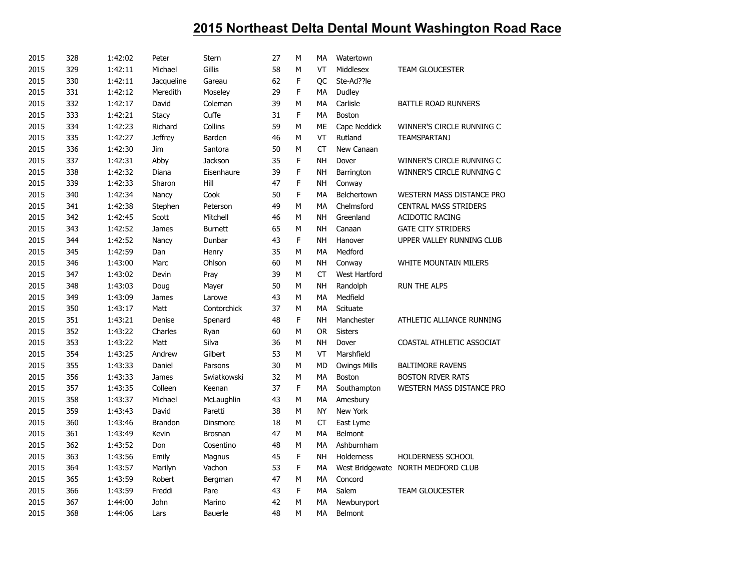# 2015 Northeast Delta Dental Mount Washington Road Race

| | | | | | | | | | |
|---|---|---|---|---|---|---|---|---|---|
| 2015 | 328 | 1:42:02 | Peter | Stern | 27 | M | MA | Watertown | |
| 2015 | 329 | 1:42:11 | Michael | Gillis | 58 | M | VT | Middlesex | TEAM GLOUCESTER |
| 2015 | 330 | 1:42:11 | Jacqueline | Gareau | 62 | F | QC | Ste-Ad??le | |
| 2015 | 331 | 1:42:12 | Meredith | Moseley | 29 | F | MA | Dudley | |
| 2015 | 332 | 1:42:17 | David | Coleman | 39 | M | MA | Carlisle | BATTLE ROAD RUNNERS |
| 2015 | 333 | 1:42:21 | Stacy | Cuffe | 31 | F | MA | Boston | |
| 2015 | 334 | 1:42:23 | Richard | Collins | 59 | M | ME | Cape Neddick | WINNER'S CIRCLE RUNNING C |
| 2015 | 335 | 1:42:27 | Jeffrey | Barden | 46 | M | VT | Rutland | TEAMSPARTANJ |
| 2015 | 336 | 1:42:30 | Jim | Santora | 50 | M | CT | New Canaan | |
| 2015 | 337 | 1:42:31 | Abby | Jackson | 35 | F | NH | Dover | WINNER'S CIRCLE RUNNING C |
| 2015 | 338 | 1:42:32 | Diana | Eisenhaure | 39 | F | NH | Barrington | WINNER'S CIRCLE RUNNING C |
| 2015 | 339 | 1:42:33 | Sharon | Hill | 47 | F | NH | Conway | |
| 2015 | 340 | 1:42:34 | Nancy | Cook | 50 | F | MA | Belchertown | WESTERN MASS DISTANCE PRO |
| 2015 | 341 | 1:42:38 | Stephen | Peterson | 49 | M | MA | Chelmsford | CENTRAL MASS STRIDERS |
| 2015 | 342 | 1:42:45 | Scott | Mitchell | 46 | M | NH | Greenland | ACIDOTIC RACING |
| 2015 | 343 | 1:42:52 | James | Burnett | 65 | M | NH | Canaan | GATE CITY STRIDERS |
| 2015 | 344 | 1:42:52 | Nancy | Dunbar | 43 | F | NH | Hanover | UPPER VALLEY RUNNING CLUB |
| 2015 | 345 | 1:42:59 | Dan | Henry | 35 | M | MA | Medford | |
| 2015 | 346 | 1:43:00 | Marc | Ohlson | 60 | M | NH | Conway | WHITE MOUNTAIN MILERS |
| 2015 | 347 | 1:43:02 | Devin | Pray | 39 | M | CT | West Hartford | |
| 2015 | 348 | 1:43:03 | Doug | Mayer | 50 | M | NH | Randolph | RUN THE ALPS |
| 2015 | 349 | 1:43:09 | James | Larowe | 43 | M | MA | Medfield | |
| 2015 | 350 | 1:43:17 | Matt | Contorchick | 37 | M | MA | Scituate | |
| 2015 | 351 | 1:43:21 | Denise | Spenard | 48 | F | NH | Manchester | ATHLETIC ALLIANCE RUNNING |
| 2015 | 352 | 1:43:22 | Charles | Ryan | 60 | M | OR | Sisters | |
| 2015 | 353 | 1:43:22 | Matt | Silva | 36 | M | NH | Dover | COASTAL ATHLETIC ASSOCIAT |
| 2015 | 354 | 1:43:25 | Andrew | Gilbert | 53 | M | VT | Marshfield | |
| 2015 | 355 | 1:43:33 | Daniel | Parsons | 30 | M | MD | Owings Mills | BALTIMORE RAVENS |
| 2015 | 356 | 1:43:33 | James | Swiatkowski | 32 | M | MA | Boston | BOSTON RIVER RATS |
| 2015 | 357 | 1:43:35 | Colleen | Keenan | 37 | F | MA | Southampton | WESTERN MASS DISTANCE PRO |
| 2015 | 358 | 1:43:37 | Michael | McLaughlin | 43 | M | MA | Amesbury | |
| 2015 | 359 | 1:43:43 | David | Paretti | 38 | M | NY | New York | |
| 2015 | 360 | 1:43:46 | Brandon | Dinsmore | 18 | M | CT | East Lyme | |
| 2015 | 361 | 1:43:49 | Kevin | Brosnan | 47 | M | MA | Belmont | |
| 2015 | 362 | 1:43:52 | Don | Cosentino | 48 | M | MA | Ashburnham | |
| 2015 | 363 | 1:43:56 | Emily | Magnus | 45 | F | NH | Holderness | HOLDERNESS SCHOOL |
| 2015 | 364 | 1:43:57 | Marilyn | Vachon | 53 | F | MA | West Bridgewate | NORTH MEDFORD CLUB |
| 2015 | 365 | 1:43:59 | Robert | Bergman | 47 | M | MA | Concord | |
| 2015 | 366 | 1:43:59 | Freddi | Pare | 43 | F | MA | Salem | TEAM GLOUCESTER |
| 2015 | 367 | 1:44:00 | John | Marino | 42 | M | MA | Newburyport | |
| 2015 | 368 | 1:44:06 | Lars | Bauerle | 48 | M | MA | Belmont | |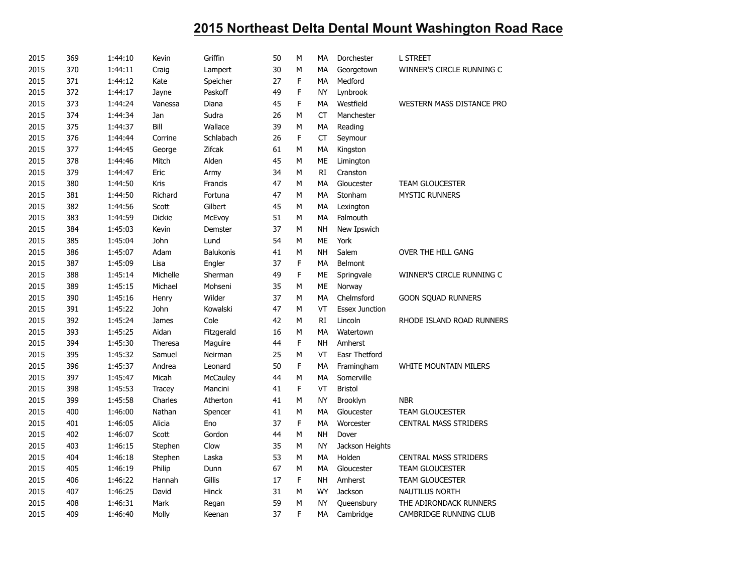# 2015 Northeast Delta Dental Mount Washington Road Race

| | | | | | | | | | |
|---|---|---|---|---|---|---|---|---|---|
| 2015 | 369 | 1:44:10 | Kevin | Griffin | 50 | M | MA | Dorchester | L STREET |
| 2015 | 370 | 1:44:11 | Craig | Lampert | 30 | M | MA | Georgetown | WINNER'S CIRCLE RUNNING C |
| 2015 | 371 | 1:44:12 | Kate | Speicher | 27 | F | MA | Medford | |
| 2015 | 372 | 1:44:17 | Jayne | Paskoff | 49 | F | NY | Lynbrook | |
| 2015 | 373 | 1:44:24 | Vanessa | Diana | 45 | F | MA | Westfield | WESTERN MASS DISTANCE PRO |
| 2015 | 374 | 1:44:34 | Jan | Sudra | 26 | M | CT | Manchester | |
| 2015 | 375 | 1:44:37 | Bill | Wallace | 39 | M | MA | Reading | |
| 2015 | 376 | 1:44:44 | Corrine | Schlabach | 26 | F | CT | Seymour | |
| 2015 | 377 | 1:44:45 | George | Zifcak | 61 | M | MA | Kingston | |
| 2015 | 378 | 1:44:46 | Mitch | Alden | 45 | M | ME | Limington | |
| 2015 | 379 | 1:44:47 | Eric | Army | 34 | M | RI | Cranston | |
| 2015 | 380 | 1:44:50 | Kris | Francis | 47 | M | MA | Gloucester | TEAM GLOUCESTER |
| 2015 | 381 | 1:44:50 | Richard | Fortuna | 47 | M | MA | Stonham | MYSTIC RUNNERS |
| 2015 | 382 | 1:44:56 | Scott | Gilbert | 45 | M | MA | Lexington | |
| 2015 | 383 | 1:44:59 | Dickie | McEvoy | 51 | M | MA | Falmouth | |
| 2015 | 384 | 1:45:03 | Kevin | Demster | 37 | M | NH | New Ipswich | |
| 2015 | 385 | 1:45:04 | John | Lund | 54 | M | ME | York | |
| 2015 | 386 | 1:45:07 | Adam | Balukonis | 41 | M | NH | Salem | OVER THE HILL GANG |
| 2015 | 387 | 1:45:09 | Lisa | Engler | 37 | F | MA | Belmont | |
| 2015 | 388 | 1:45:14 | Michelle | Sherman | 49 | F | ME | Springvale | WINNER'S CIRCLE RUNNING C |
| 2015 | 389 | 1:45:15 | Michael | Mohseni | 35 | M | ME | Norway | |
| 2015 | 390 | 1:45:16 | Henry | Wilder | 37 | M | MA | Chelmsford | GOON SQUAD RUNNERS |
| 2015 | 391 | 1:45:22 | John | Kowalski | 47 | M | VT | Essex Junction | |
| 2015 | 392 | 1:45:24 | James | Cole | 42 | M | RI | Lincoln | RHODE ISLAND ROAD RUNNERS |
| 2015 | 393 | 1:45:25 | Aidan | Fitzgerald | 16 | M | MA | Watertown | |
| 2015 | 394 | 1:45:30 | Theresa | Maguire | 44 | F | NH | Amherst | |
| 2015 | 395 | 1:45:32 | Samuel | Neirman | 25 | M | VT | Easr Thetford | |
| 2015 | 396 | 1:45:37 | Andrea | Leonard | 50 | F | MA | Framingham | WHITE MOUNTAIN MILERS |
| 2015 | 397 | 1:45:47 | Micah | McCauley | 44 | M | MA | Somerville | |
| 2015 | 398 | 1:45:53 | Tracey | Mancini | 41 | F | VT | Bristol | |
| 2015 | 399 | 1:45:58 | Charles | Atherton | 41 | M | NY | Brooklyn | NBR |
| 2015 | 400 | 1:46:00 | Nathan | Spencer | 41 | M | MA | Gloucester | TEAM GLOUCESTER |
| 2015 | 401 | 1:46:05 | Alicia | Eno | 37 | F | MA | Worcester | CENTRAL MASS STRIDERS |
| 2015 | 402 | 1:46:07 | Scott | Gordon | 44 | M | NH | Dover | |
| 2015 | 403 | 1:46:15 | Stephen | Clow | 35 | M | NY | Jackson Heights | |
| 2015 | 404 | 1:46:18 | Stephen | Laska | 53 | M | MA | Holden | CENTRAL MASS STRIDERS |
| 2015 | 405 | 1:46:19 | Philip | Dunn | 67 | M | MA | Gloucester | TEAM GLOUCESTER |
| 2015 | 406 | 1:46:22 | Hannah | Gillis | 17 | F | NH | Amherst | TEAM GLOUCESTER |
| 2015 | 407 | 1:46:25 | David | Hinck | 31 | M | WY | Jackson | NAUTILUS NORTH |
| 2015 | 408 | 1:46:31 | Mark | Regan | 59 | M | NY | Queensbury | THE ADIRONDACK RUNNERS |
| 2015 | 409 | 1:46:40 | Molly | Keenan | 37 | F | MA | Cambridge | CAMBRIDGE RUNNING CLUB |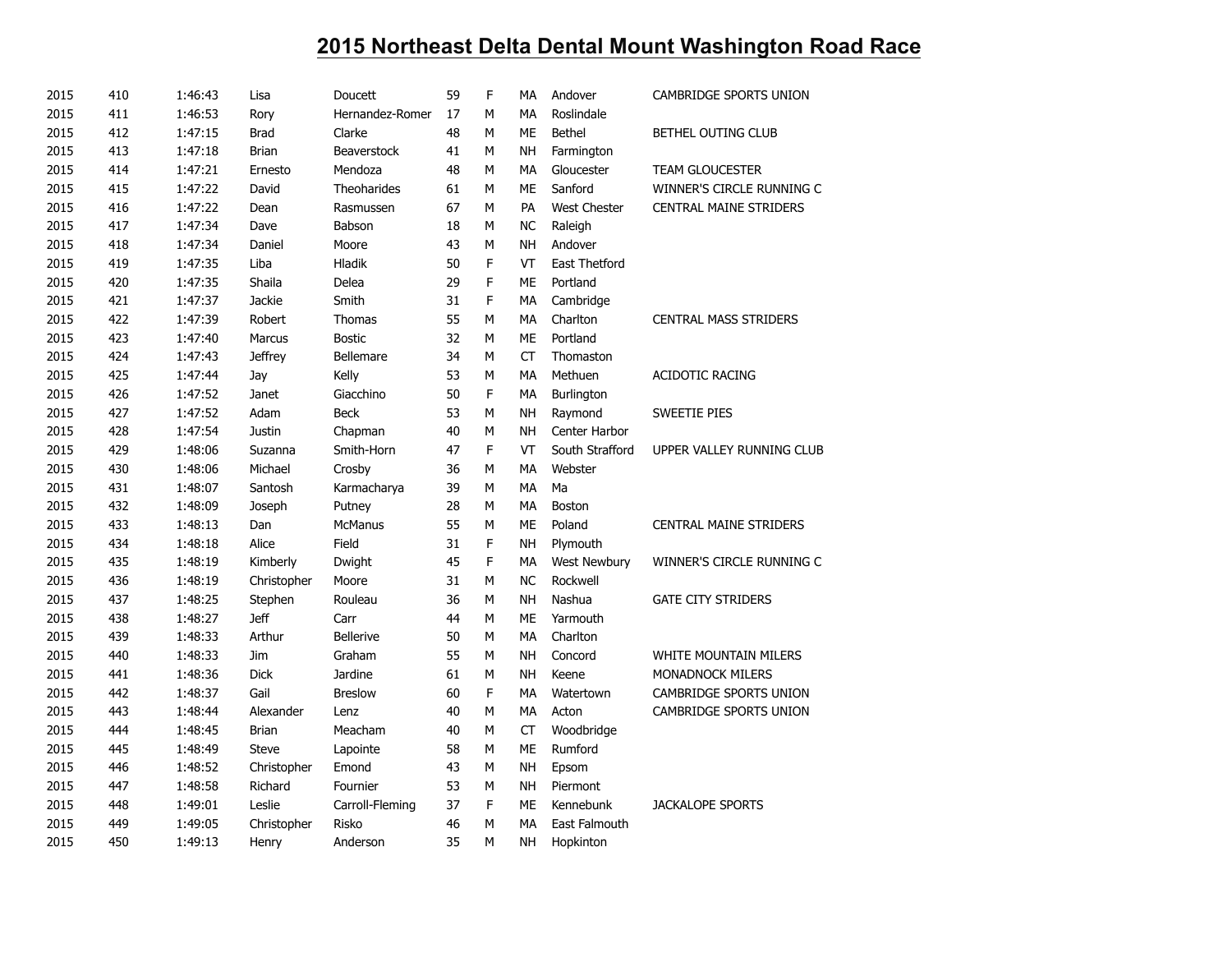# 2015 Northeast Delta Dental Mount Washington Road Race

| | | | | | | | | | |
|---|---|---|---|---|---|---|---|---|---|
| 2015 | 410 | 1:46:43 | Lisa | Doucett | 59 | F | MA | Andover | CAMBRIDGE SPORTS UNION |
| 2015 | 411 | 1:46:53 | Rory | Hernandez-Romer | 17 | M | MA | Roslindale | |
| 2015 | 412 | 1:47:15 | Brad | Clarke | 48 | M | ME | Bethel | BETHEL OUTING CLUB |
| 2015 | 413 | 1:47:18 | Brian | Beaverstock | 41 | M | NH | Farmington | |
| 2015 | 414 | 1:47:21 | Ernesto | Mendoza | 48 | M | MA | Gloucester | TEAM GLOUCESTER |
| 2015 | 415 | 1:47:22 | David | Theoharides | 61 | M | ME | Sanford | WINNER'S CIRCLE RUNNING C |
| 2015 | 416 | 1:47:22 | Dean | Rasmussen | 67 | M | PA | West Chester | CENTRAL MAINE STRIDERS |
| 2015 | 417 | 1:47:34 | Dave | Babson | 18 | M | NC | Raleigh | |
| 2015 | 418 | 1:47:34 | Daniel | Moore | 43 | M | NH | Andover | |
| 2015 | 419 | 1:47:35 | Liba | Hladik | 50 | F | VT | East Thetford | |
| 2015 | 420 | 1:47:35 | Shaila | Delea | 29 | F | ME | Portland | |
| 2015 | 421 | 1:47:37 | Jackie | Smith | 31 | F | MA | Cambridge | |
| 2015 | 422 | 1:47:39 | Robert | Thomas | 55 | M | MA | Charlton | CENTRAL MASS STRIDERS |
| 2015 | 423 | 1:47:40 | Marcus | Bostic | 32 | M | ME | Portland | |
| 2015 | 424 | 1:47:43 | Jeffrey | Bellemare | 34 | M | CT | Thomaston | |
| 2015 | 425 | 1:47:44 | Jay | Kelly | 53 | M | MA | Methuen | ACIDOTIC RACING |
| 2015 | 426 | 1:47:52 | Janet | Giacchino | 50 | F | MA | Burlington | |
| 2015 | 427 | 1:47:52 | Adam | Beck | 53 | M | NH | Raymond | SWEETIE PIES |
| 2015 | 428 | 1:47:54 | Justin | Chapman | 40 | M | NH | Center Harbor | |
| 2015 | 429 | 1:48:06 | Suzanna | Smith-Horn | 47 | F | VT | South Strafford | UPPER VALLEY RUNNING CLUB |
| 2015 | 430 | 1:48:06 | Michael | Crosby | 36 | M | MA | Webster | |
| 2015 | 431 | 1:48:07 | Santosh | Karmacharya | 39 | M | MA | Ma | |
| 2015 | 432 | 1:48:09 | Joseph | Putney | 28 | M | MA | Boston | |
| 2015 | 433 | 1:48:13 | Dan | McManus | 55 | M | ME | Poland | CENTRAL MAINE STRIDERS |
| 2015 | 434 | 1:48:18 | Alice | Field | 31 | F | NH | Plymouth | |
| 2015 | 435 | 1:48:19 | Kimberly | Dwight | 45 | F | MA | West Newbury | WINNER'S CIRCLE RUNNING C |
| 2015 | 436 | 1:48:19 | Christopher | Moore | 31 | M | NC | Rockwell | |
| 2015 | 437 | 1:48:25 | Stephen | Rouleau | 36 | M | NH | Nashua | GATE CITY STRIDERS |
| 2015 | 438 | 1:48:27 | Jeff | Carr | 44 | M | ME | Yarmouth | |
| 2015 | 439 | 1:48:33 | Arthur | Bellerive | 50 | M | MA | Charlton | |
| 2015 | 440 | 1:48:33 | Jim | Graham | 55 | M | NH | Concord | WHITE MOUNTAIN MILERS |
| 2015 | 441 | 1:48:36 | Dick | Jardine | 61 | M | NH | Keene | MONADNOCK MILERS |
| 2015 | 442 | 1:48:37 | Gail | Breslow | 60 | F | MA | Watertown | CAMBRIDGE SPORTS UNION |
| 2015 | 443 | 1:48:44 | Alexander | Lenz | 40 | M | MA | Acton | CAMBRIDGE SPORTS UNION |
| 2015 | 444 | 1:48:45 | Brian | Meacham | 40 | M | CT | Woodbridge | |
| 2015 | 445 | 1:48:49 | Steve | Lapointe | 58 | M | ME | Rumford | |
| 2015 | 446 | 1:48:52 | Christopher | Emond | 43 | M | NH | Epsom | |
| 2015 | 447 | 1:48:58 | Richard | Fournier | 53 | M | NH | Piermont | |
| 2015 | 448 | 1:49:01 | Leslie | Carroll-Fleming | 37 | F | ME | Kennebunk | JACKALOPE SPORTS |
| 2015 | 449 | 1:49:05 | Christopher | Risko | 46 | M | MA | East Falmouth | |
| 2015 | 450 | 1:49:13 | Henry | Anderson | 35 | M | NH | Hopkinton | |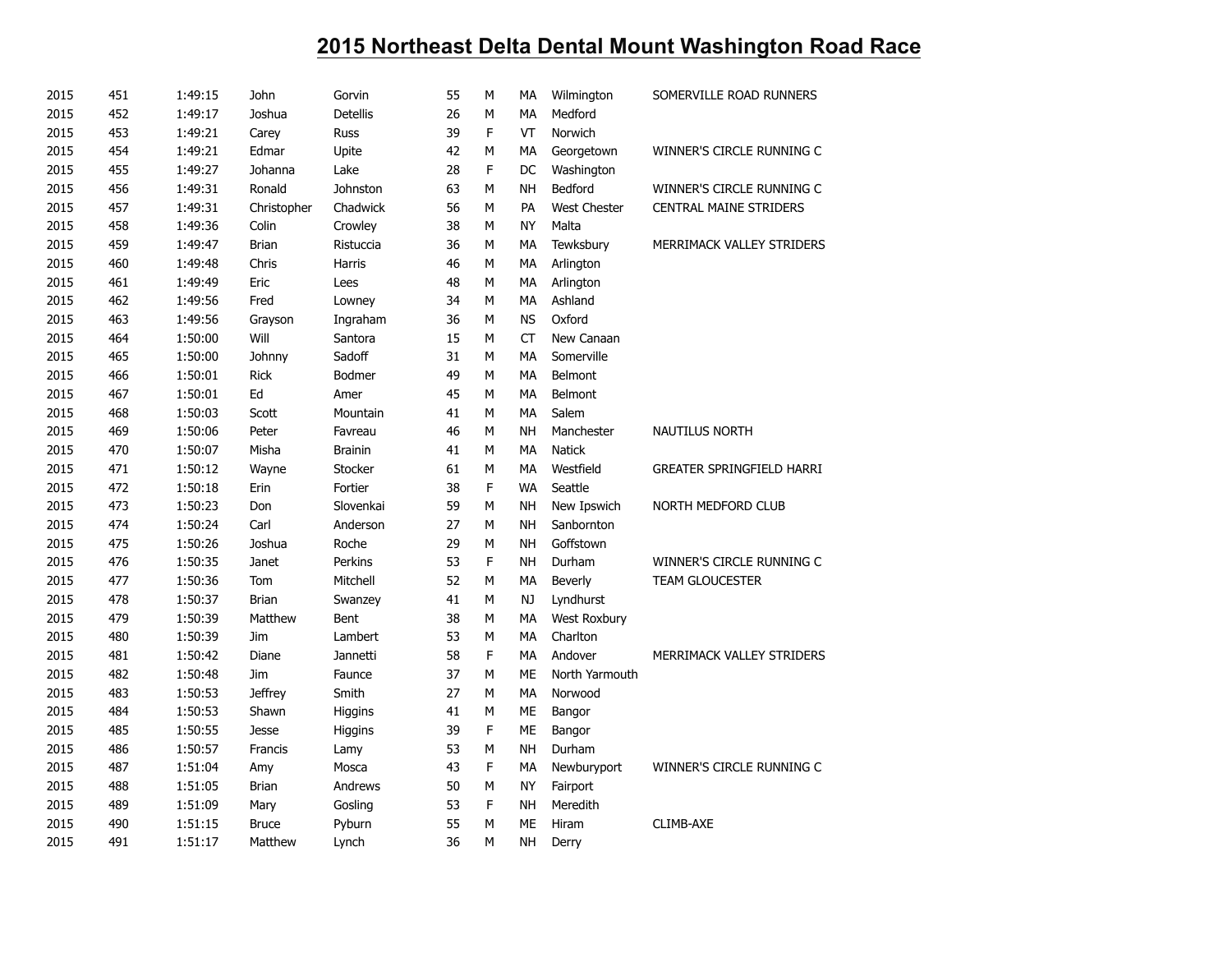# 2015 Northeast Delta Dental Mount Washington Road Race

| | | | | | | | | | |
|---|---|---|---|---|---|---|---|---|---|
| 2015 | 451 | 1:49:15 | John | Gorvin | 55 | M | MA | Wilmington | SOMERVILLE ROAD RUNNERS |
| 2015 | 452 | 1:49:17 | Joshua | Detellis | 26 | M | MA | Medford | |
| 2015 | 453 | 1:49:21 | Carey | Russ | 39 | F | VT | Norwich | |
| 2015 | 454 | 1:49:21 | Edmar | Upite | 42 | M | MA | Georgetown | WINNER'S CIRCLE RUNNING C |
| 2015 | 455 | 1:49:27 | Johanna | Lake | 28 | F | DC | Washington | |
| 2015 | 456 | 1:49:31 | Ronald | Johnston | 63 | M | NH | Bedford | WINNER'S CIRCLE RUNNING C |
| 2015 | 457 | 1:49:31 | Christopher | Chadwick | 56 | M | PA | West Chester | CENTRAL MAINE STRIDERS |
| 2015 | 458 | 1:49:36 | Colin | Crowley | 38 | M | NY | Malta | |
| 2015 | 459 | 1:49:47 | Brian | Ristuccia | 36 | M | MA | Tewksbury | MERRIMACK VALLEY STRIDERS |
| 2015 | 460 | 1:49:48 | Chris | Harris | 46 | M | MA | Arlington | |
| 2015 | 461 | 1:49:49 | Eric | Lees | 48 | M | MA | Arlington | |
| 2015 | 462 | 1:49:56 | Fred | Lowney | 34 | M | MA | Ashland | |
| 2015 | 463 | 1:49:56 | Grayson | Ingraham | 36 | M | NS | Oxford | |
| 2015 | 464 | 1:50:00 | Will | Santora | 15 | M | CT | New Canaan | |
| 2015 | 465 | 1:50:00 | Johnny | Sadoff | 31 | M | MA | Somerville | |
| 2015 | 466 | 1:50:01 | Rick | Bodmer | 49 | M | MA | Belmont | |
| 2015 | 467 | 1:50:01 | Ed | Amer | 45 | M | MA | Belmont | |
| 2015 | 468 | 1:50:03 | Scott | Mountain | 41 | M | MA | Salem | |
| 2015 | 469 | 1:50:06 | Peter | Favreau | 46 | M | NH | Manchester | NAUTILUS NORTH |
| 2015 | 470 | 1:50:07 | Misha | Brainin | 41 | M | MA | Natick | |
| 2015 | 471 | 1:50:12 | Wayne | Stocker | 61 | M | MA | Westfield | GREATER SPRINGFIELD HARRI |
| 2015 | 472 | 1:50:18 | Erin | Fortier | 38 | F | WA | Seattle | |
| 2015 | 473 | 1:50:23 | Don | Slovenkai | 59 | M | NH | New Ipswich | NORTH MEDFORD CLUB |
| 2015 | 474 | 1:50:24 | Carl | Anderson | 27 | M | NH | Sanbornton | |
| 2015 | 475 | 1:50:26 | Joshua | Roche | 29 | M | NH | Goffstown | |
| 2015 | 476 | 1:50:35 | Janet | Perkins | 53 | F | NH | Durham | WINNER'S CIRCLE RUNNING C |
| 2015 | 477 | 1:50:36 | Tom | Mitchell | 52 | M | MA | Beverly | TEAM GLOUCESTER |
| 2015 | 478 | 1:50:37 | Brian | Swanzey | 41 | M | NJ | Lyndhurst | |
| 2015 | 479 | 1:50:39 | Matthew | Bent | 38 | M | MA | West Roxbury | |
| 2015 | 480 | 1:50:39 | Jim | Lambert | 53 | M | MA | Charlton | |
| 2015 | 481 | 1:50:42 | Diane | Jannetti | 58 | F | MA | Andover | MERRIMACK VALLEY STRIDERS |
| 2015 | 482 | 1:50:48 | Jim | Faunce | 37 | M | ME | North Yarmouth | |
| 2015 | 483 | 1:50:53 | Jeffrey | Smith | 27 | M | MA | Norwood | |
| 2015 | 484 | 1:50:53 | Shawn | Higgins | 41 | M | ME | Bangor | |
| 2015 | 485 | 1:50:55 | Jesse | Higgins | 39 | F | ME | Bangor | |
| 2015 | 486 | 1:50:57 | Francis | Lamy | 53 | M | NH | Durham | |
| 2015 | 487 | 1:51:04 | Amy | Mosca | 43 | F | MA | Newburyport | WINNER'S CIRCLE RUNNING C |
| 2015 | 488 | 1:51:05 | Brian | Andrews | 50 | M | NY | Fairport | |
| 2015 | 489 | 1:51:09 | Mary | Gosling | 53 | F | NH | Meredith | |
| 2015 | 490 | 1:51:15 | Bruce | Pyburn | 55 | M | ME | Hiram | CLIMB-AXE |
| 2015 | 491 | 1:51:17 | Matthew | Lynch | 36 | M | NH | Derry | |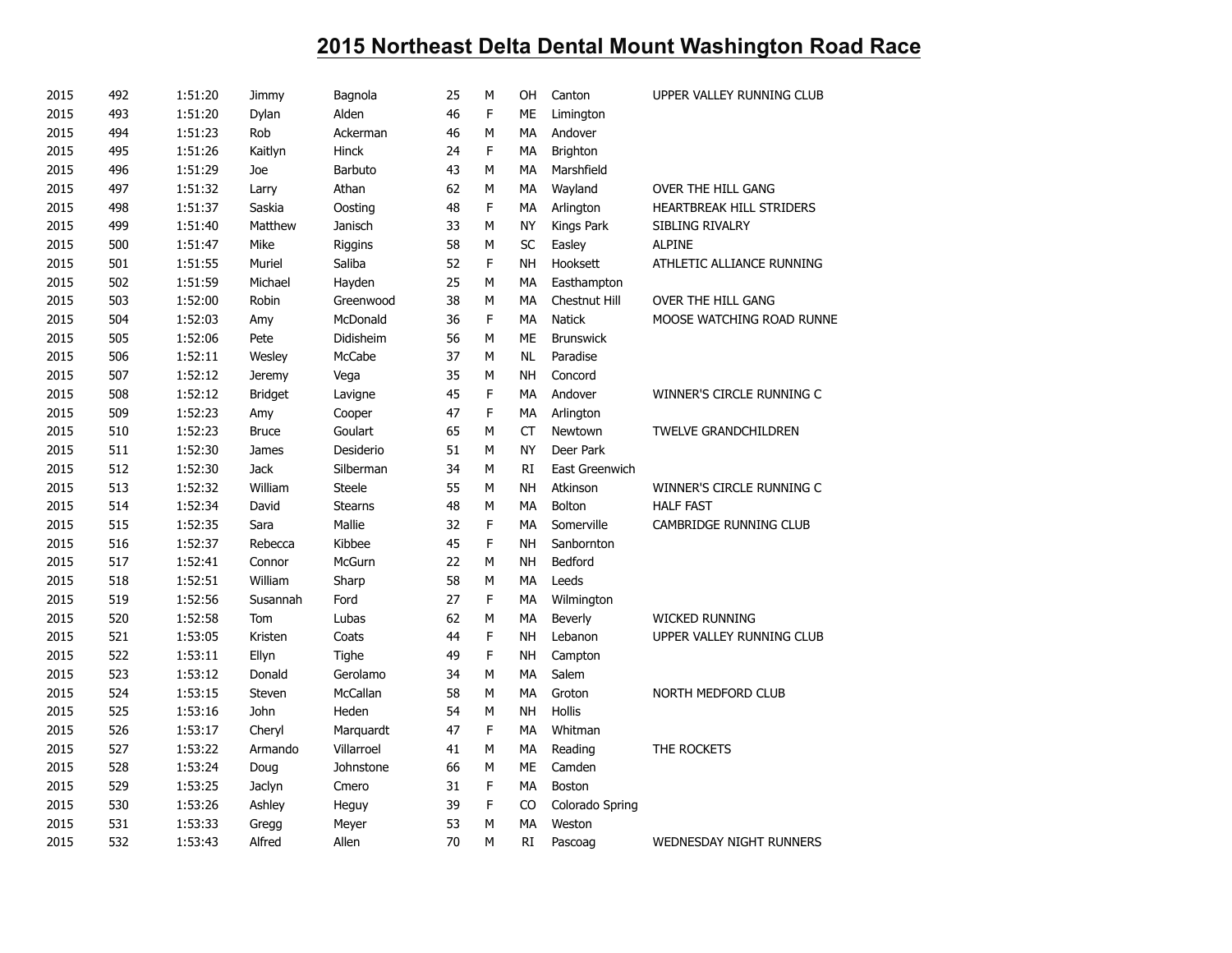# 2015 Northeast Delta Dental Mount Washington Road Race

| | | | | | | | | | |
|---|---|---|---|---|---|---|---|---|---|
| 2015 | 492 | 1:51:20 | Jimmy | Bagnola | 25 | M | OH | Canton | UPPER VALLEY RUNNING CLUB |
| 2015 | 493 | 1:51:20 | Dylan | Alden | 46 | F | ME | Limington | |
| 2015 | 494 | 1:51:23 | Rob | Ackerman | 46 | M | MA | Andover | |
| 2015 | 495 | 1:51:26 | Kaitlyn | Hinck | 24 | F | MA | Brighton | |
| 2015 | 496 | 1:51:29 | Joe | Barbuto | 43 | M | MA | Marshfield | |
| 2015 | 497 | 1:51:32 | Larry | Athan | 62 | M | MA | Wayland | OVER THE HILL GANG |
| 2015 | 498 | 1:51:37 | Saskia | Oosting | 48 | F | MA | Arlington | HEARTBREAK HILL STRIDERS |
| 2015 | 499 | 1:51:40 | Matthew | Janisch | 33 | M | NY | Kings Park | SIBLING RIVALRY |
| 2015 | 500 | 1:51:47 | Mike | Riggins | 58 | M | SC | Easley | ALPINE |
| 2015 | 501 | 1:51:55 | Muriel | Saliba | 52 | F | NH | Hooksett | ATHLETIC ALLIANCE RUNNING |
| 2015 | 502 | 1:51:59 | Michael | Hayden | 25 | M | MA | Easthampton | |
| 2015 | 503 | 1:52:00 | Robin | Greenwood | 38 | M | MA | Chestnut Hill | OVER THE HILL GANG |
| 2015 | 504 | 1:52:03 | Amy | McDonald | 36 | F | MA | Natick | MOOSE WATCHING ROAD RUNNE |
| 2015 | 505 | 1:52:06 | Pete | Didisheim | 56 | M | ME | Brunswick | |
| 2015 | 506 | 1:52:11 | Wesley | McCabe | 37 | M | NL | Paradise | |
| 2015 | 507 | 1:52:12 | Jeremy | Vega | 35 | M | NH | Concord | |
| 2015 | 508 | 1:52:12 | Bridget | Lavigne | 45 | F | MA | Andover | WINNER'S CIRCLE RUNNING C |
| 2015 | 509 | 1:52:23 | Amy | Cooper | 47 | F | MA | Arlington | |
| 2015 | 510 | 1:52:23 | Bruce | Goulart | 65 | M | CT | Newtown | TWELVE GRANDCHILDREN |
| 2015 | 511 | 1:52:30 | James | Desiderio | 51 | M | NY | Deer Park | |
| 2015 | 512 | 1:52:30 | Jack | Silberman | 34 | M | RI | East Greenwich | |
| 2015 | 513 | 1:52:32 | William | Steele | 55 | M | NH | Atkinson | WINNER'S CIRCLE RUNNING C |
| 2015 | 514 | 1:52:34 | David | Stearns | 48 | M | MA | Bolton | HALF FAST |
| 2015 | 515 | 1:52:35 | Sara | Mallie | 32 | F | MA | Somerville | CAMBRIDGE RUNNING CLUB |
| 2015 | 516 | 1:52:37 | Rebecca | Kibbee | 45 | F | NH | Sanbornton | |
| 2015 | 517 | 1:52:41 | Connor | McGurn | 22 | M | NH | Bedford | |
| 2015 | 518 | 1:52:51 | William | Sharp | 58 | M | MA | Leeds | |
| 2015 | 519 | 1:52:56 | Susannah | Ford | 27 | F | MA | Wilmington | |
| 2015 | 520 | 1:52:58 | Tom | Lubas | 62 | M | MA | Beverly | WICKED RUNNING |
| 2015 | 521 | 1:53:05 | Kristen | Coats | 44 | F | NH | Lebanon | UPPER VALLEY RUNNING CLUB |
| 2015 | 522 | 1:53:11 | Ellyn | Tighe | 49 | F | NH | Campton | |
| 2015 | 523 | 1:53:12 | Donald | Gerolamo | 34 | M | MA | Salem | |
| 2015 | 524 | 1:53:15 | Steven | McCallan | 58 | M | MA | Groton | NORTH MEDFORD CLUB |
| 2015 | 525 | 1:53:16 | John | Heden | 54 | M | NH | Hollis | |
| 2015 | 526 | 1:53:17 | Cheryl | Marquardt | 47 | F | MA | Whitman | |
| 2015 | 527 | 1:53:22 | Armando | Villarroel | 41 | M | MA | Reading | THE ROCKETS |
| 2015 | 528 | 1:53:24 | Doug | Johnstone | 66 | M | ME | Camden | |
| 2015 | 529 | 1:53:25 | Jaclyn | Cmero | 31 | F | MA | Boston | |
| 2015 | 530 | 1:53:26 | Ashley | Heguy | 39 | F | CO | Colorado Spring | |
| 2015 | 531 | 1:53:33 | Gregg | Meyer | 53 | M | MA | Weston | |
| 2015 | 532 | 1:53:43 | Alfred | Allen | 70 | M | RI | Pascoag | WEDNESDAY NIGHT RUNNERS |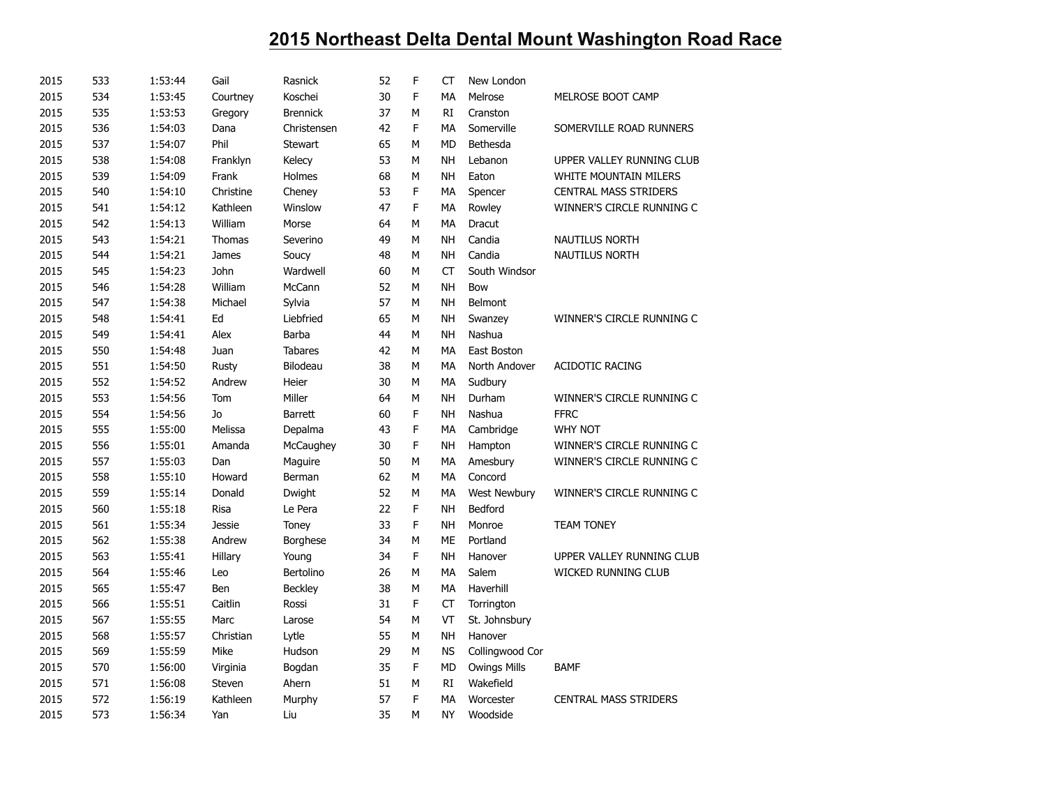# 2015 Northeast Delta Dental Mount Washington Road Race

| | | | | | | | | | |
|---|---|---|---|---|---|---|---|---|---|
| 2015 | 533 | 1:53:44 | Gail | Rasnick | 52 | F | CT | New London | |
| 2015 | 534 | 1:53:45 | Courtney | Koschei | 30 | F | MA | Melrose | MELROSE BOOT CAMP |
| 2015 | 535 | 1:53:53 | Gregory | Brennick | 37 | M | RI | Cranston | |
| 2015 | 536 | 1:54:03 | Dana | Christensen | 42 | F | MA | Somerville | SOMERVILLE ROAD RUNNERS |
| 2015 | 537 | 1:54:07 | Phil | Stewart | 65 | M | MD | Bethesda | |
| 2015 | 538 | 1:54:08 | Franklyn | Kelecy | 53 | M | NH | Lebanon | UPPER VALLEY RUNNING CLUB |
| 2015 | 539 | 1:54:09 | Frank | Holmes | 68 | M | NH | Eaton | WHITE MOUNTAIN MILERS |
| 2015 | 540 | 1:54:10 | Christine | Cheney | 53 | F | MA | Spencer | CENTRAL MASS STRIDERS |
| 2015 | 541 | 1:54:12 | Kathleen | Winslow | 47 | F | MA | Rowley | WINNER'S CIRCLE RUNNING C |
| 2015 | 542 | 1:54:13 | William | Morse | 64 | M | MA | Dracut | |
| 2015 | 543 | 1:54:21 | Thomas | Severino | 49 | M | NH | Candia | NAUTILUS NORTH |
| 2015 | 544 | 1:54:21 | James | Soucy | 48 | M | NH | Candia | NAUTILUS NORTH |
| 2015 | 545 | 1:54:23 | John | Wardwell | 60 | M | CT | South Windsor | |
| 2015 | 546 | 1:54:28 | William | McCann | 52 | M | NH | Bow | |
| 2015 | 547 | 1:54:38 | Michael | Sylvia | 57 | M | NH | Belmont | |
| 2015 | 548 | 1:54:41 | Ed | Liebfried | 65 | M | NH | Swanzey | WINNER'S CIRCLE RUNNING C |
| 2015 | 549 | 1:54:41 | Alex | Barba | 44 | M | NH | Nashua | |
| 2015 | 550 | 1:54:48 | Juan | Tabares | 42 | M | MA | East Boston | |
| 2015 | 551 | 1:54:50 | Rusty | Bilodeau | 38 | M | MA | North Andover | ACIDOTIC RACING |
| 2015 | 552 | 1:54:52 | Andrew | Heier | 30 | M | MA | Sudbury | |
| 2015 | 553 | 1:54:56 | Tom | Miller | 64 | M | NH | Durham | WINNER'S CIRCLE RUNNING C |
| 2015 | 554 | 1:54:56 | Jo | Barrett | 60 | F | NH | Nashua | FFRC |
| 2015 | 555 | 1:55:00 | Melissa | Depalma | 43 | F | MA | Cambridge | WHY NOT |
| 2015 | 556 | 1:55:01 | Amanda | McCaughey | 30 | F | NH | Hampton | WINNER'S CIRCLE RUNNING C |
| 2015 | 557 | 1:55:03 | Dan | Maguire | 50 | M | MA | Amesbury | WINNER'S CIRCLE RUNNING C |
| 2015 | 558 | 1:55:10 | Howard | Berman | 62 | M | MA | Concord | |
| 2015 | 559 | 1:55:14 | Donald | Dwight | 52 | M | MA | West Newbury | WINNER'S CIRCLE RUNNING C |
| 2015 | 560 | 1:55:18 | Risa | Le Pera | 22 | F | NH | Bedford | |
| 2015 | 561 | 1:55:34 | Jessie | Toney | 33 | F | NH | Monroe | TEAM TONEY |
| 2015 | 562 | 1:55:38 | Andrew | Borghese | 34 | M | ME | Portland | |
| 2015 | 563 | 1:55:41 | Hillary | Young | 34 | F | NH | Hanover | UPPER VALLEY RUNNING CLUB |
| 2015 | 564 | 1:55:46 | Leo | Bertolino | 26 | M | MA | Salem | WICKED RUNNING CLUB |
| 2015 | 565 | 1:55:47 | Ben | Beckley | 38 | M | MA | Haverhill | |
| 2015 | 566 | 1:55:51 | Caitlin | Rossi | 31 | F | CT | Torrington | |
| 2015 | 567 | 1:55:55 | Marc | Larose | 54 | M | VT | St. Johnsbury | |
| 2015 | 568 | 1:55:57 | Christian | Lytle | 55 | M | NH | Hanover | |
| 2015 | 569 | 1:55:59 | Mike | Hudson | 29 | M | NS | Collingwood Cor | |
| 2015 | 570 | 1:56:00 | Virginia | Bogdan | 35 | F | MD | Owings Mills | BAMF |
| 2015 | 571 | 1:56:08 | Steven | Ahern | 51 | M | RI | Wakefield | |
| 2015 | 572 | 1:56:19 | Kathleen | Murphy | 57 | F | MA | Worcester | CENTRAL MASS STRIDERS |
| 2015 | 573 | 1:56:34 | Yan | Liu | 35 | M | NY | Woodside | |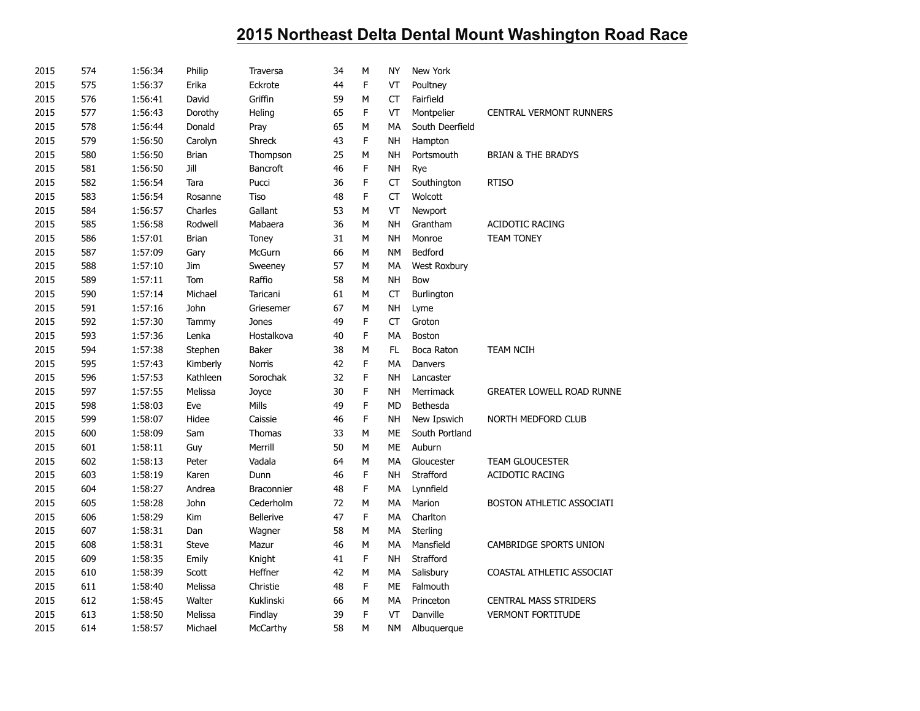# 2015 Northeast Delta Dental Mount Washington Road Race

| | | | | | | | | | |
|---|---|---|---|---|---|---|---|---|---|
| 2015 | 574 | 1:56:34 | Philip | Traversa | 34 | M | NY | New York | |
| 2015 | 575 | 1:56:37 | Erika | Eckrote | 44 | F | VT | Poultney | |
| 2015 | 576 | 1:56:41 | David | Griffin | 59 | M | CT | Fairfield | |
| 2015 | 577 | 1:56:43 | Dorothy | Heling | 65 | F | VT | Montpelier | CENTRAL VERMONT RUNNERS |
| 2015 | 578 | 1:56:44 | Donald | Pray | 65 | M | MA | South Deerfield | |
| 2015 | 579 | 1:56:50 | Carolyn | Shreck | 43 | F | NH | Hampton | |
| 2015 | 580 | 1:56:50 | Brian | Thompson | 25 | M | NH | Portsmouth | BRIAN & THE BRADYS |
| 2015 | 581 | 1:56:50 | Jill | Bancroft | 46 | F | NH | Rye | |
| 2015 | 582 | 1:56:54 | Tara | Pucci | 36 | F | CT | Southington | RTISO |
| 2015 | 583 | 1:56:54 | Rosanne | Tiso | 48 | F | CT | Wolcott | |
| 2015 | 584 | 1:56:57 | Charles | Gallant | 53 | M | VT | Newport | |
| 2015 | 585 | 1:56:58 | Rodwell | Mabaera | 36 | M | NH | Grantham | ACIDOTIC RACING |
| 2015 | 586 | 1:57:01 | Brian | Toney | 31 | M | NH | Monroe | TEAM TONEY |
| 2015 | 587 | 1:57:09 | Gary | McGurn | 66 | M | NM | Bedford | |
| 2015 | 588 | 1:57:10 | Jim | Sweeney | 57 | M | MA | West Roxbury | |
| 2015 | 589 | 1:57:11 | Tom | Raffio | 58 | M | NH | Bow | |
| 2015 | 590 | 1:57:14 | Michael | Taricani | 61 | M | CT | Burlington | |
| 2015 | 591 | 1:57:16 | John | Griesemer | 67 | M | NH | Lyme | |
| 2015 | 592 | 1:57:30 | Tammy | Jones | 49 | F | CT | Groton | |
| 2015 | 593 | 1:57:36 | Lenka | Hostalkova | 40 | F | MA | Boston | |
| 2015 | 594 | 1:57:38 | Stephen | Baker | 38 | M | FL | Boca Raton | TEAM NCIH |
| 2015 | 595 | 1:57:43 | Kimberly | Norris | 42 | F | MA | Danvers | |
| 2015 | 596 | 1:57:53 | Kathleen | Sorochak | 32 | F | NH | Lancaster | |
| 2015 | 597 | 1:57:55 | Melissa | Joyce | 30 | F | NH | Merrimack | GREATER LOWELL ROAD RUNNE |
| 2015 | 598 | 1:58:03 | Eve | Mills | 49 | F | MD | Bethesda | |
| 2015 | 599 | 1:58:07 | Hidee | Caissie | 46 | F | NH | New Ipswich | NORTH MEDFORD CLUB |
| 2015 | 600 | 1:58:09 | Sam | Thomas | 33 | M | ME | South Portland | |
| 2015 | 601 | 1:58:11 | Guy | Merrill | 50 | M | ME | Auburn | |
| 2015 | 602 | 1:58:13 | Peter | Vadala | 64 | M | MA | Gloucester | TEAM GLOUCESTER |
| 2015 | 603 | 1:58:19 | Karen | Dunn | 46 | F | NH | Strafford | ACIDOTIC RACING |
| 2015 | 604 | 1:58:27 | Andrea | Braconnier | 48 | F | MA | Lynnfield | |
| 2015 | 605 | 1:58:28 | John | Cederholm | 72 | M | MA | Marion | BOSTON ATHLETIC ASSOCIATI |
| 2015 | 606 | 1:58:29 | Kim | Bellerive | 47 | F | MA | Charlton | |
| 2015 | 607 | 1:58:31 | Dan | Wagner | 58 | M | MA | Sterling | |
| 2015 | 608 | 1:58:31 | Steve | Mazur | 46 | M | MA | Mansfield | CAMBRIDGE SPORTS UNION |
| 2015 | 609 | 1:58:35 | Emily | Knight | 41 | F | NH | Strafford | |
| 2015 | 610 | 1:58:39 | Scott | Heffner | 42 | M | MA | Salisbury | COASTAL ATHLETIC ASSOCIAT |
| 2015 | 611 | 1:58:40 | Melissa | Christie | 48 | F | ME | Falmouth | |
| 2015 | 612 | 1:58:45 | Walter | Kuklinski | 66 | M | MA | Princeton | CENTRAL MASS STRIDERS |
| 2015 | 613 | 1:58:50 | Melissa | Findlay | 39 | F | VT | Danville | VERMONT FORTITUDE |
| 2015 | 614 | 1:58:57 | Michael | McCarthy | 58 | M | NM | Albuquerque | |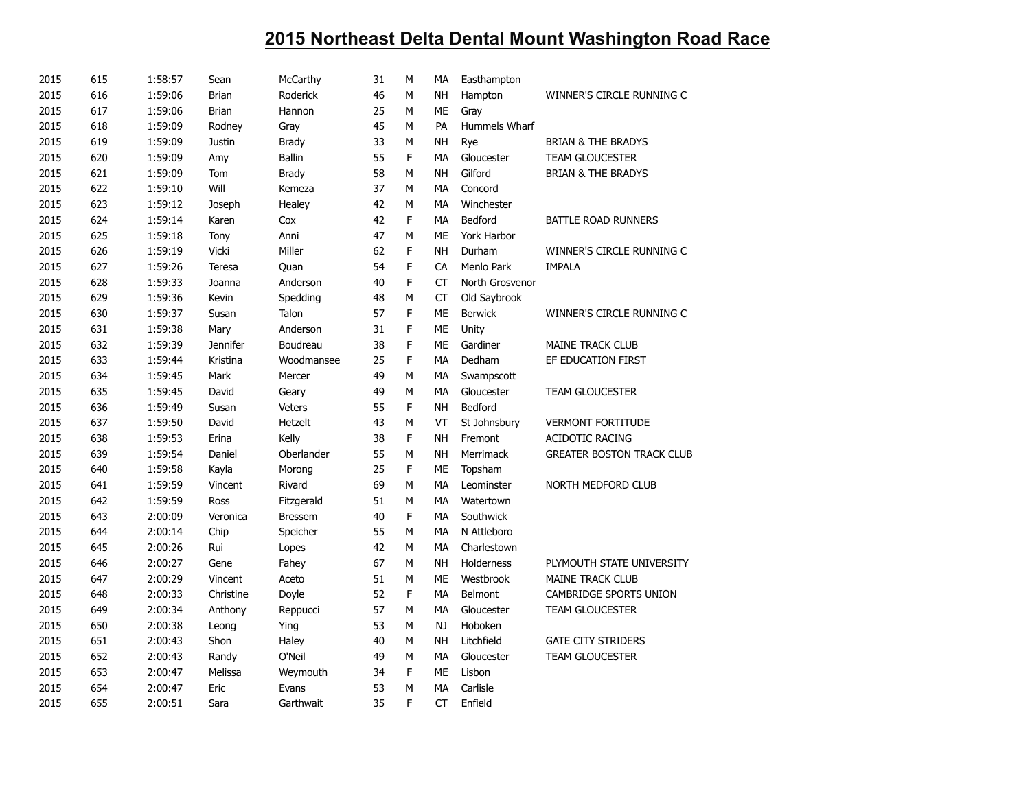# 2015 Northeast Delta Dental Mount Washington Road Race

| | | | | | | | | | |
|---|---|---|---|---|---|---|---|---|---|
| 2015 | 615 | 1:58:57 | Sean | McCarthy | 31 | M | MA | Easthampton | |
| 2015 | 616 | 1:59:06 | Brian | Roderick | 46 | M | NH | Hampton | WINNER'S CIRCLE RUNNING C |
| 2015 | 617 | 1:59:06 | Brian | Hannon | 25 | M | ME | Gray | |
| 2015 | 618 | 1:59:09 | Rodney | Gray | 45 | M | PA | Hummels Wharf | |
| 2015 | 619 | 1:59:09 | Justin | Brady | 33 | M | NH | Rye | BRIAN & THE BRADYS |
| 2015 | 620 | 1:59:09 | Amy | Ballin | 55 | F | MA | Gloucester | TEAM GLOUCESTER |
| 2015 | 621 | 1:59:09 | Tom | Brady | 58 | M | NH | Gilford | BRIAN & THE BRADYS |
| 2015 | 622 | 1:59:10 | Will | Kemeza | 37 | M | MA | Concord | |
| 2015 | 623 | 1:59:12 | Joseph | Healey | 42 | M | MA | Winchester | |
| 2015 | 624 | 1:59:14 | Karen | Cox | 42 | F | MA | Bedford | BATTLE ROAD RUNNERS |
| 2015 | 625 | 1:59:18 | Tony | Anni | 47 | M | ME | York Harbor | |
| 2015 | 626 | 1:59:19 | Vicki | Miller | 62 | F | NH | Durham | WINNER'S CIRCLE RUNNING C |
| 2015 | 627 | 1:59:26 | Teresa | Quan | 54 | F | CA | Menlo Park | IMPALA |
| 2015 | 628 | 1:59:33 | Joanna | Anderson | 40 | F | CT | North Grosvenor | |
| 2015 | 629 | 1:59:36 | Kevin | Spedding | 48 | M | CT | Old Saybrook | |
| 2015 | 630 | 1:59:37 | Susan | Talon | 57 | F | ME | Berwick | WINNER'S CIRCLE RUNNING C |
| 2015 | 631 | 1:59:38 | Mary | Anderson | 31 | F | ME | Unity | |
| 2015 | 632 | 1:59:39 | Jennifer | Boudreau | 38 | F | ME | Gardiner | MAINE TRACK CLUB |
| 2015 | 633 | 1:59:44 | Kristina | Woodmansee | 25 | F | MA | Dedham | EF EDUCATION FIRST |
| 2015 | 634 | 1:59:45 | Mark | Mercer | 49 | M | MA | Swampscott | |
| 2015 | 635 | 1:59:45 | David | Geary | 49 | M | MA | Gloucester | TEAM GLOUCESTER |
| 2015 | 636 | 1:59:49 | Susan | Veters | 55 | F | NH | Bedford | |
| 2015 | 637 | 1:59:50 | David | Hetzelt | 43 | M | VT | St Johnsbury | VERMONT FORTITUDE |
| 2015 | 638 | 1:59:53 | Erina | Kelly | 38 | F | NH | Fremont | ACIDOTIC RACING |
| 2015 | 639 | 1:59:54 | Daniel | Oberlander | 55 | M | NH | Merrimack | GREATER BOSTON TRACK CLUB |
| 2015 | 640 | 1:59:58 | Kayla | Morong | 25 | F | ME | Topsham | |
| 2015 | 641 | 1:59:59 | Vincent | Rivard | 69 | M | MA | Leominster | NORTH MEDFORD CLUB |
| 2015 | 642 | 1:59:59 | Ross | Fitzgerald | 51 | M | MA | Watertown | |
| 2015 | 643 | 2:00:09 | Veronica | Bressem | 40 | F | MA | Southwick | |
| 2015 | 644 | 2:00:14 | Chip | Speicher | 55 | M | MA | N Attleboro | |
| 2015 | 645 | 2:00:26 | Rui | Lopes | 42 | M | MA | Charlestown | |
| 2015 | 646 | 2:00:27 | Gene | Fahey | 67 | M | NH | Holderness | PLYMOUTH STATE UNIVERSITY |
| 2015 | 647 | 2:00:29 | Vincent | Aceto | 51 | M | ME | Westbrook | MAINE TRACK CLUB |
| 2015 | 648 | 2:00:33 | Christine | Doyle | 52 | F | MA | Belmont | CAMBRIDGE SPORTS UNION |
| 2015 | 649 | 2:00:34 | Anthony | Reppucci | 57 | M | MA | Gloucester | TEAM GLOUCESTER |
| 2015 | 650 | 2:00:38 | Leong | Ying | 53 | M | NJ | Hoboken | |
| 2015 | 651 | 2:00:43 | Shon | Haley | 40 | M | NH | Litchfield | GATE CITY STRIDERS |
| 2015 | 652 | 2:00:43 | Randy | O'Neil | 49 | M | MA | Gloucester | TEAM GLOUCESTER |
| 2015 | 653 | 2:00:47 | Melissa | Weymouth | 34 | F | ME | Lisbon | |
| 2015 | 654 | 2:00:47 | Eric | Evans | 53 | M | MA | Carlisle | |
| 2015 | 655 | 2:00:51 | Sara | Garthwait | 35 | F | CT | Enfield | |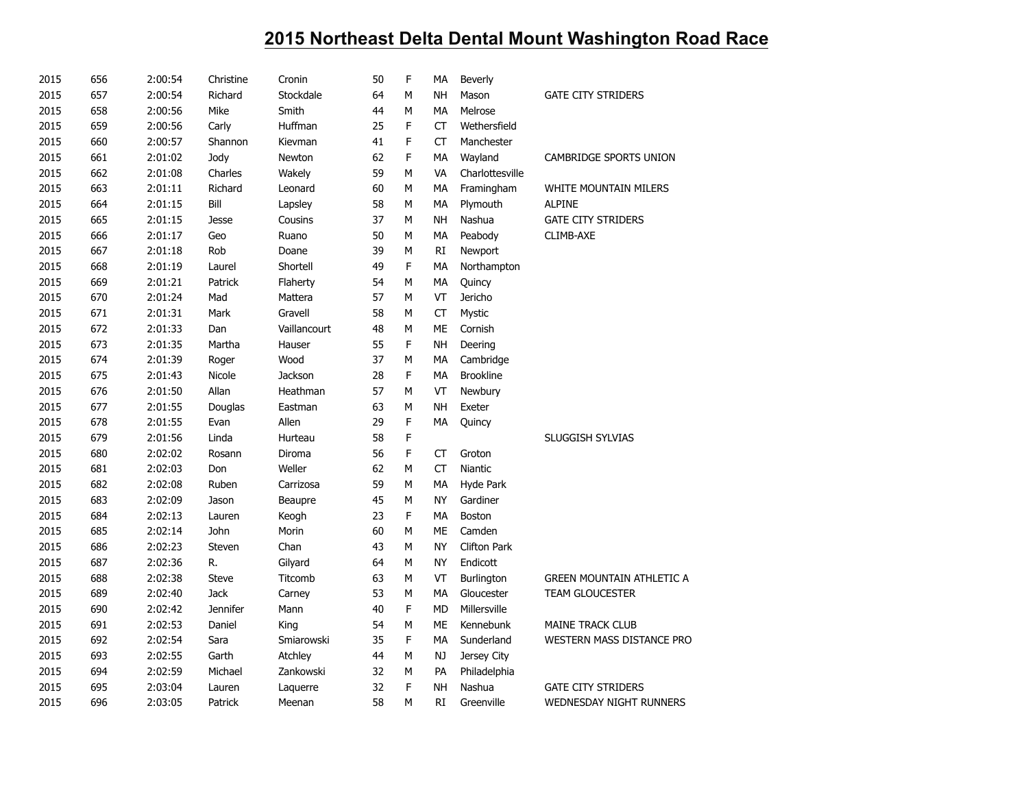# 2015 Northeast Delta Dental Mount Washington Road Race

| | | | | | | | | | |
|---|---|---|---|---|---|---|---|---|---|
| 2015 | 656 | 2:00:54 | Christine | Cronin | 50 | F | MA | Beverly | |
| 2015 | 657 | 2:00:54 | Richard | Stockdale | 64 | M | NH | Mason | GATE CITY STRIDERS |
| 2015 | 658 | 2:00:56 | Mike | Smith | 44 | M | MA | Melrose | |
| 2015 | 659 | 2:00:56 | Carly | Huffman | 25 | F | CT | Wethersfield | |
| 2015 | 660 | 2:00:57 | Shannon | Kievman | 41 | F | CT | Manchester | |
| 2015 | 661 | 2:01:02 | Jody | Newton | 62 | F | MA | Wayland | CAMBRIDGE SPORTS UNION |
| 2015 | 662 | 2:01:08 | Charles | Wakely | 59 | M | VA | Charlottesville | |
| 2015 | 663 | 2:01:11 | Richard | Leonard | 60 | M | MA | Framingham | WHITE MOUNTAIN MILERS |
| 2015 | 664 | 2:01:15 | Bill | Lapsley | 58 | M | MA | Plymouth | ALPINE |
| 2015 | 665 | 2:01:15 | Jesse | Cousins | 37 | M | NH | Nashua | GATE CITY STRIDERS |
| 2015 | 666 | 2:01:17 | Geo | Ruano | 50 | M | MA | Peabody | CLIMB-AXE |
| 2015 | 667 | 2:01:18 | Rob | Doane | 39 | M | RI | Newport | |
| 2015 | 668 | 2:01:19 | Laurel | Shortell | 49 | F | MA | Northampton | |
| 2015 | 669 | 2:01:21 | Patrick | Flaherty | 54 | M | MA | Quincy | |
| 2015 | 670 | 2:01:24 | Mad | Mattera | 57 | M | VT | Jericho | |
| 2015 | 671 | 2:01:31 | Mark | Gravell | 58 | M | CT | Mystic | |
| 2015 | 672 | 2:01:33 | Dan | Vaillancourt | 48 | M | ME | Cornish | |
| 2015 | 673 | 2:01:35 | Martha | Hauser | 55 | F | NH | Deering | |
| 2015 | 674 | 2:01:39 | Roger | Wood | 37 | M | MA | Cambridge | |
| 2015 | 675 | 2:01:43 | Nicole | Jackson | 28 | F | MA | Brookline | |
| 2015 | 676 | 2:01:50 | Allan | Heathman | 57 | M | VT | Newbury | |
| 2015 | 677 | 2:01:55 | Douglas | Eastman | 63 | M | NH | Exeter | |
| 2015 | 678 | 2:01:55 | Evan | Allen | 29 | F | MA | Quincy | |
| 2015 | 679 | 2:01:56 | Linda | Hurteau | 58 | F | | | SLUGGISH SYLVIAS |
| 2015 | 680 | 2:02:02 | Rosann | Diroma | 56 | F | CT | Groton | |
| 2015 | 681 | 2:02:03 | Don | Weller | 62 | M | CT | Niantic | |
| 2015 | 682 | 2:02:08 | Ruben | Carrizosa | 59 | M | MA | Hyde Park | |
| 2015 | 683 | 2:02:09 | Jason | Beaupre | 45 | M | NY | Gardiner | |
| 2015 | 684 | 2:02:13 | Lauren | Keogh | 23 | F | MA | Boston | |
| 2015 | 685 | 2:02:14 | John | Morin | 60 | M | ME | Camden | |
| 2015 | 686 | 2:02:23 | Steven | Chan | 43 | M | NY | Clifton Park | |
| 2015 | 687 | 2:02:36 | R. | Gilyard | 64 | M | NY | Endicott | |
| 2015 | 688 | 2:02:38 | Steve | Titcomb | 63 | M | VT | Burlington | GREEN MOUNTAIN ATHLETIC A |
| 2015 | 689 | 2:02:40 | Jack | Carney | 53 | M | MA | Gloucester | TEAM GLOUCESTER |
| 2015 | 690 | 2:02:42 | Jennifer | Mann | 40 | F | MD | Millersville | |
| 2015 | 691 | 2:02:53 | Daniel | King | 54 | M | ME | Kennebunk | MAINE TRACK CLUB |
| 2015 | 692 | 2:02:54 | Sara | Smiarowski | 35 | F | MA | Sunderland | WESTERN MASS DISTANCE PRO |
| 2015 | 693 | 2:02:55 | Garth | Atchley | 44 | M | NJ | Jersey City | |
| 2015 | 694 | 2:02:59 | Michael | Zankowski | 32 | M | PA | Philadelphia | |
| 2015 | 695 | 2:03:04 | Lauren | Laquerre | 32 | F | NH | Nashua | GATE CITY STRIDERS |
| 2015 | 696 | 2:03:05 | Patrick | Meenan | 58 | M | RI | Greenville | WEDNESDAY NIGHT RUNNERS |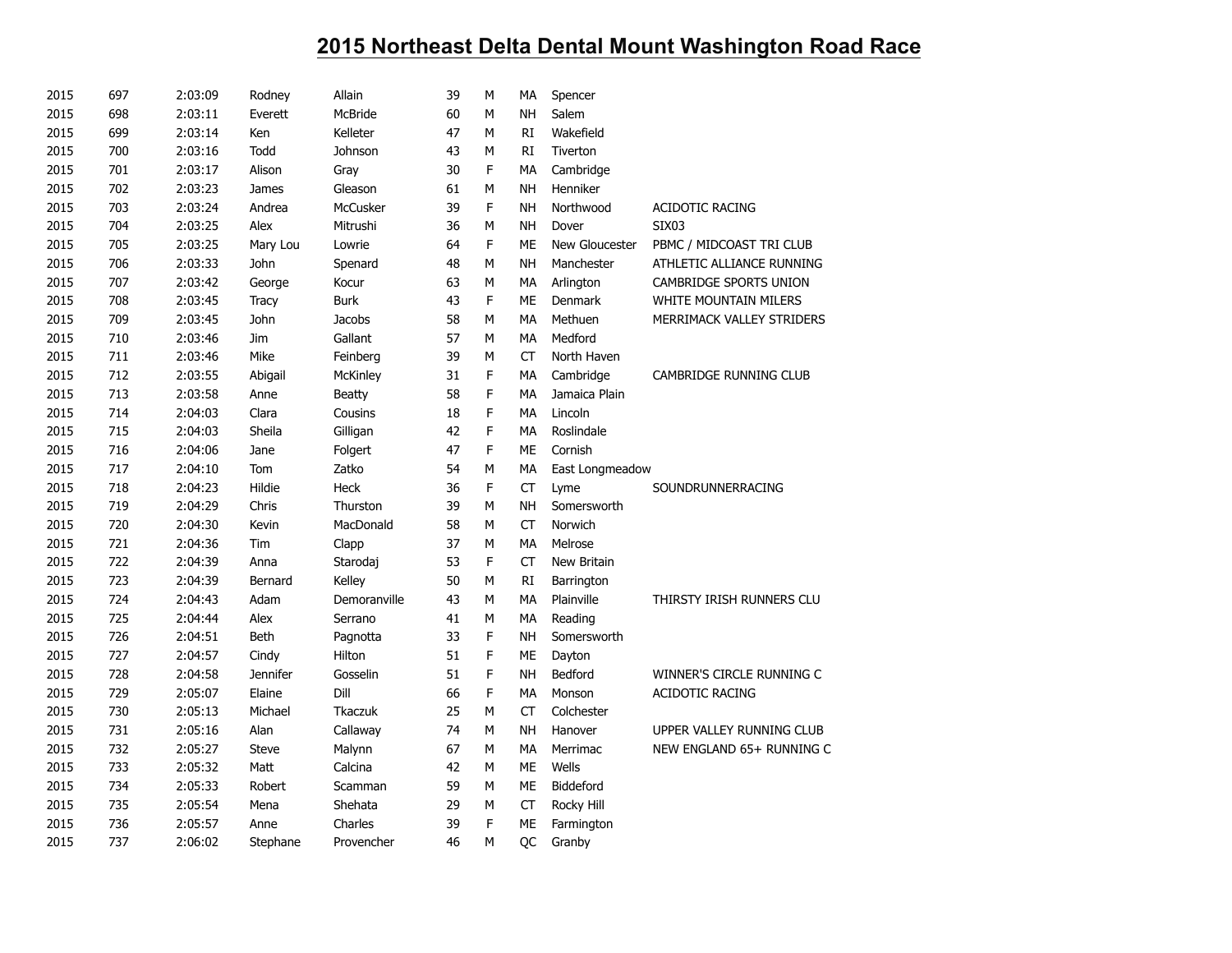# 2015 Northeast Delta Dental Mount Washington Road Race

| | | | | | | | | | |
|---|---|---|---|---|---|---|---|---|---|
| 2015 | 697 | 2:03:09 | Rodney | Allain | 39 | M | MA | Spencer | |
| 2015 | 698 | 2:03:11 | Everett | McBride | 60 | M | NH | Salem | |
| 2015 | 699 | 2:03:14 | Ken | Kelleter | 47 | M | RI | Wakefield | |
| 2015 | 700 | 2:03:16 | Todd | Johnson | 43 | M | RI | Tiverton | |
| 2015 | 701 | 2:03:17 | Alison | Gray | 30 | F | MA | Cambridge | |
| 2015 | 702 | 2:03:23 | James | Gleason | 61 | M | NH | Henniker | |
| 2015 | 703 | 2:03:24 | Andrea | McCusker | 39 | F | NH | Northwood | ACIDOTIC RACING |
| 2015 | 704 | 2:03:25 | Alex | Mitrushi | 36 | M | NH | Dover | SIX03 |
| 2015 | 705 | 2:03:25 | Mary Lou | Lowrie | 64 | F | ME | New Gloucester | PBMC / MIDCOAST TRI CLUB |
| 2015 | 706 | 2:03:33 | John | Spenard | 48 | M | NH | Manchester | ATHLETIC ALLIANCE RUNNING |
| 2015 | 707 | 2:03:42 | George | Kocur | 63 | M | MA | Arlington | CAMBRIDGE SPORTS UNION |
| 2015 | 708 | 2:03:45 | Tracy | Burk | 43 | F | ME | Denmark | WHITE MOUNTAIN MILERS |
| 2015 | 709 | 2:03:45 | John | Jacobs | 58 | M | MA | Methuen | MERRIMACK VALLEY STRIDERS |
| 2015 | 710 | 2:03:46 | Jim | Gallant | 57 | M | MA | Medford | |
| 2015 | 711 | 2:03:46 | Mike | Feinberg | 39 | M | CT | North Haven | |
| 2015 | 712 | 2:03:55 | Abigail | McKinley | 31 | F | MA | Cambridge | CAMBRIDGE RUNNING CLUB |
| 2015 | 713 | 2:03:58 | Anne | Beatty | 58 | F | MA | Jamaica Plain | |
| 2015 | 714 | 2:04:03 | Clara | Cousins | 18 | F | MA | Lincoln | |
| 2015 | 715 | 2:04:03 | Sheila | Gilligan | 42 | F | MA | Roslindale | |
| 2015 | 716 | 2:04:06 | Jane | Folgert | 47 | F | ME | Cornish | |
| 2015 | 717 | 2:04:10 | Tom | Zatko | 54 | M | MA | East Longmeadow | |
| 2015 | 718 | 2:04:23 | Hildie | Heck | 36 | F | CT | Lyme | SOUNDRUNNERRACING |
| 2015 | 719 | 2:04:29 | Chris | Thurston | 39 | M | NH | Somersworth | |
| 2015 | 720 | 2:04:30 | Kevin | MacDonald | 58 | M | CT | Norwich | |
| 2015 | 721 | 2:04:36 | Tim | Clapp | 37 | M | MA | Melrose | |
| 2015 | 722 | 2:04:39 | Anna | Starodaj | 53 | F | CT | New Britain | |
| 2015 | 723 | 2:04:39 | Bernard | Kelley | 50 | M | RI | Barrington | |
| 2015 | 724 | 2:04:43 | Adam | Demoranville | 43 | M | MA | Plainville | THIRSTY IRISH RUNNERS CLU |
| 2015 | 725 | 2:04:44 | Alex | Serrano | 41 | M | MA | Reading | |
| 2015 | 726 | 2:04:51 | Beth | Pagnotta | 33 | F | NH | Somersworth | |
| 2015 | 727 | 2:04:57 | Cindy | Hilton | 51 | F | ME | Dayton | |
| 2015 | 728 | 2:04:58 | Jennifer | Gosselin | 51 | F | NH | Bedford | WINNER'S CIRCLE RUNNING C |
| 2015 | 729 | 2:05:07 | Elaine | Dill | 66 | F | MA | Monson | ACIDOTIC RACING |
| 2015 | 730 | 2:05:13 | Michael | Tkaczuk | 25 | M | CT | Colchester | |
| 2015 | 731 | 2:05:16 | Alan | Callaway | 74 | M | NH | Hanover | UPPER VALLEY RUNNING CLUB |
| 2015 | 732 | 2:05:27 | Steve | Malynn | 67 | M | MA | Merrimac | NEW ENGLAND 65+ RUNNING C |
| 2015 | 733 | 2:05:32 | Matt | Calcina | 42 | M | ME | Wells | |
| 2015 | 734 | 2:05:33 | Robert | Scamman | 59 | M | ME | Biddeford | |
| 2015 | 735 | 2:05:54 | Mena | Shehata | 29 | M | CT | Rocky Hill | |
| 2015 | 736 | 2:05:57 | Anne | Charles | 39 | F | ME | Farmington | |
| 2015 | 737 | 2:06:02 | Stephane | Provencher | 46 | M | QC | Granby | |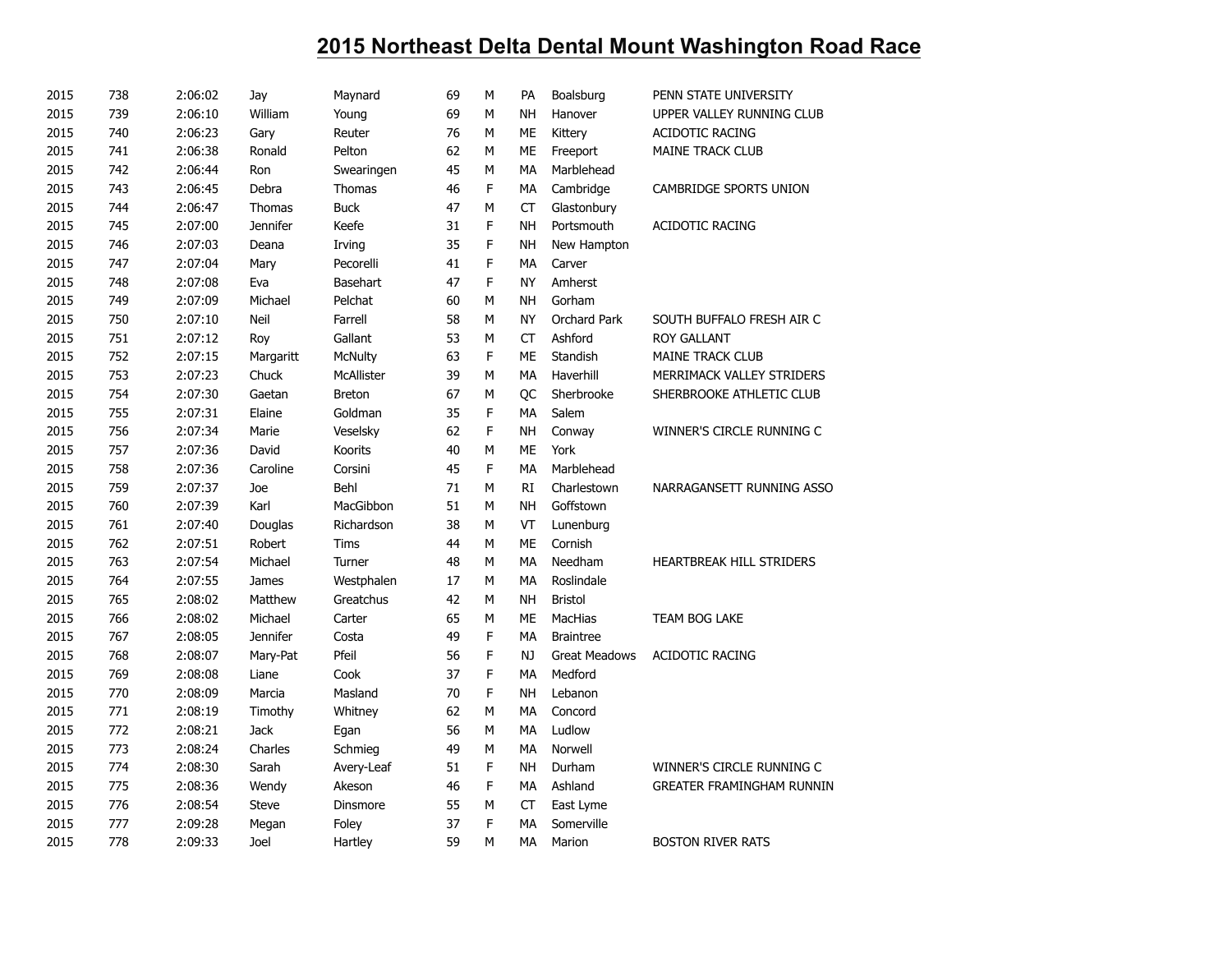# 2015 Northeast Delta Dental Mount Washington Road Race

| | | | | | | | | | |
|---|---|---|---|---|---|---|---|---|---|
| 2015 | 738 | 2:06:02 | Jay | Maynard | 69 | M | PA | Boalsburg | PENN STATE UNIVERSITY |
| 2015 | 739 | 2:06:10 | William | Young | 69 | M | NH | Hanover | UPPER VALLEY RUNNING CLUB |
| 2015 | 740 | 2:06:23 | Gary | Reuter | 76 | M | ME | Kittery | ACIDOTIC RACING |
| 2015 | 741 | 2:06:38 | Ronald | Pelton | 62 | M | ME | Freeport | MAINE TRACK CLUB |
| 2015 | 742 | 2:06:44 | Ron | Swearingen | 45 | M | MA | Marblehead | |
| 2015 | 743 | 2:06:45 | Debra | Thomas | 46 | F | MA | Cambridge | CAMBRIDGE SPORTS UNION |
| 2015 | 744 | 2:06:47 | Thomas | Buck | 47 | M | CT | Glastonbury | |
| 2015 | 745 | 2:07:00 | Jennifer | Keefe | 31 | F | NH | Portsmouth | ACIDOTIC RACING |
| 2015 | 746 | 2:07:03 | Deana | Irving | 35 | F | NH | New Hampton | |
| 2015 | 747 | 2:07:04 | Mary | Pecorelli | 41 | F | MA | Carver | |
| 2015 | 748 | 2:07:08 | Eva | Basehart | 47 | F | NY | Amherst | |
| 2015 | 749 | 2:07:09 | Michael | Pelchat | 60 | M | NH | Gorham | |
| 2015 | 750 | 2:07:10 | Neil | Farrell | 58 | M | NY | Orchard Park | SOUTH BUFFALO FRESH AIR C |
| 2015 | 751 | 2:07:12 | Roy | Gallant | 53 | M | CT | Ashford | ROY GALLANT |
| 2015 | 752 | 2:07:15 | Margaritt | McNulty | 63 | F | ME | Standish | MAINE TRACK CLUB |
| 2015 | 753 | 2:07:23 | Chuck | McAllister | 39 | M | MA | Haverhill | MERRIMACK VALLEY STRIDERS |
| 2015 | 754 | 2:07:30 | Gaetan | Breton | 67 | M | QC | Sherbrooke | SHERBROOKE ATHLETIC CLUB |
| 2015 | 755 | 2:07:31 | Elaine | Goldman | 35 | F | MA | Salem | |
| 2015 | 756 | 2:07:34 | Marie | Veselsky | 62 | F | NH | Conway | WINNER'S CIRCLE RUNNING C |
| 2015 | 757 | 2:07:36 | David | Koorits | 40 | M | ME | York | |
| 2015 | 758 | 2:07:36 | Caroline | Corsini | 45 | F | MA | Marblehead | |
| 2015 | 759 | 2:07:37 | Joe | Behl | 71 | M | RI | Charlestown | NARRAGANSETT RUNNING ASSO |
| 2015 | 760 | 2:07:39 | Karl | MacGibbon | 51 | M | NH | Goffstown | |
| 2015 | 761 | 2:07:40 | Douglas | Richardson | 38 | M | VT | Lunenburg | |
| 2015 | 762 | 2:07:51 | Robert | Tims | 44 | M | ME | Cornish | |
| 2015 | 763 | 2:07:54 | Michael | Turner | 48 | M | MA | Needham | HEARTBREAK HILL STRIDERS |
| 2015 | 764 | 2:07:55 | James | Westphalen | 17 | M | MA | Roslindale | |
| 2015 | 765 | 2:08:02 | Matthew | Greatchus | 42 | M | NH | Bristol | |
| 2015 | 766 | 2:08:02 | Michael | Carter | 65 | M | ME | MacHias | TEAM BOG LAKE |
| 2015 | 767 | 2:08:05 | Jennifer | Costa | 49 | F | MA | Braintree | |
| 2015 | 768 | 2:08:07 | Mary-Pat | Pfeil | 56 | F | NJ | Great Meadows | ACIDOTIC RACING |
| 2015 | 769 | 2:08:08 | Liane | Cook | 37 | F | MA | Medford | |
| 2015 | 770 | 2:08:09 | Marcia | Masland | 70 | F | NH | Lebanon | |
| 2015 | 771 | 2:08:19 | Timothy | Whitney | 62 | M | MA | Concord | |
| 2015 | 772 | 2:08:21 | Jack | Egan | 56 | M | MA | Ludlow | |
| 2015 | 773 | 2:08:24 | Charles | Schmieg | 49 | M | MA | Norwell | |
| 2015 | 774 | 2:08:30 | Sarah | Avery-Leaf | 51 | F | NH | Durham | WINNER'S CIRCLE RUNNING C |
| 2015 | 775 | 2:08:36 | Wendy | Akeson | 46 | F | MA | Ashland | GREATER FRAMINGHAM RUNNIN |
| 2015 | 776 | 2:08:54 | Steve | Dinsmore | 55 | M | CT | East Lyme | |
| 2015 | 777 | 2:09:28 | Megan | Foley | 37 | F | MA | Somerville | |
| 2015 | 778 | 2:09:33 | Joel | Hartley | 59 | M | MA | Marion | BOSTON RIVER RATS |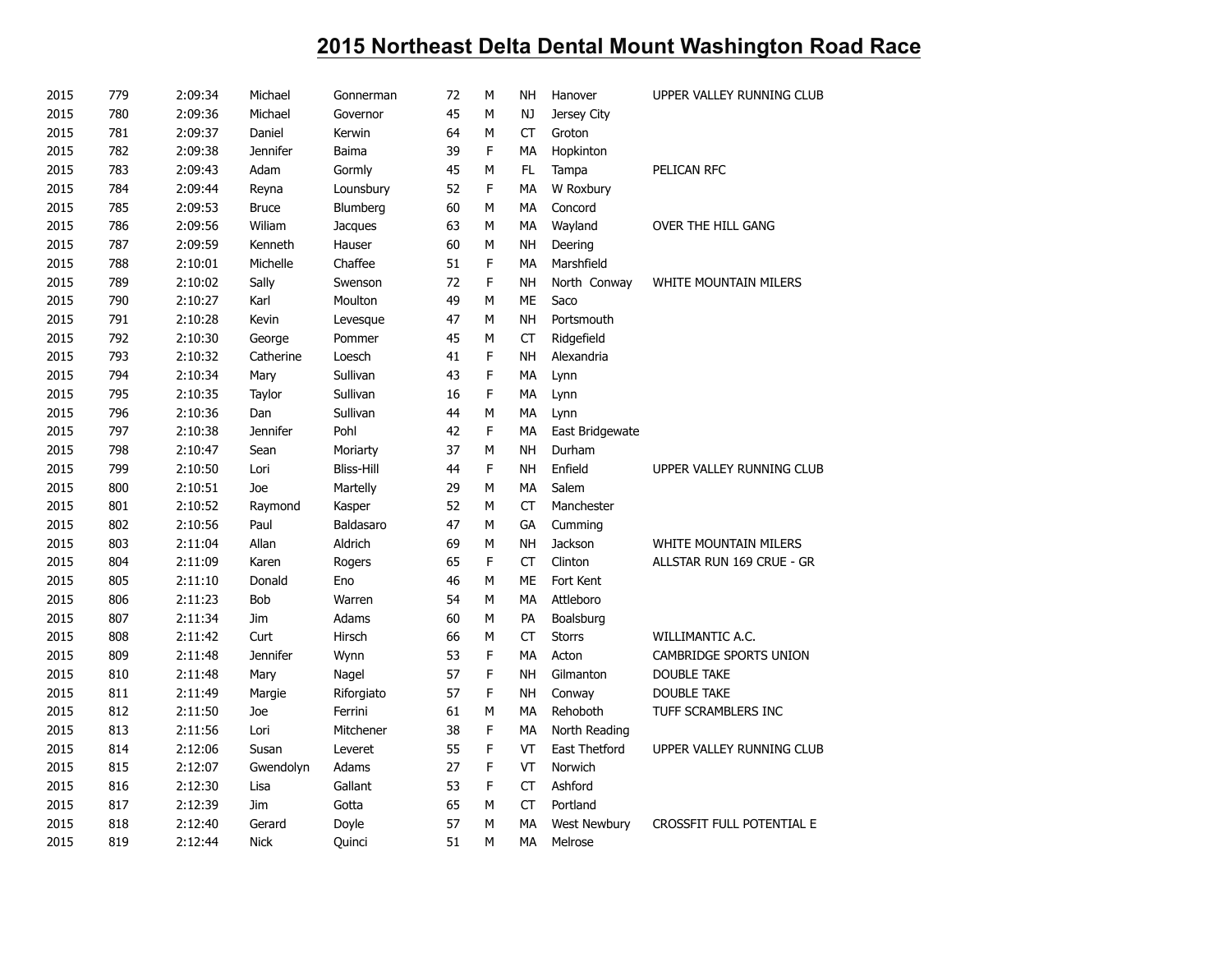# 2015 Northeast Delta Dental Mount Washington Road Race

| | | | | | | | | | |
|---|---|---|---|---|---|---|---|---|---|
| 2015 | 779 | 2:09:34 | Michael | Gonnerman | 72 | M | NH | Hanover | UPPER VALLEY RUNNING CLUB |
| 2015 | 780 | 2:09:36 | Michael | Governor | 45 | M | NJ | Jersey City | |
| 2015 | 781 | 2:09:37 | Daniel | Kerwin | 64 | M | CT | Groton | |
| 2015 | 782 | 2:09:38 | Jennifer | Baima | 39 | F | MA | Hopkinton | |
| 2015 | 783 | 2:09:43 | Adam | Gormly | 45 | M | FL | Tampa | PELICAN RFC |
| 2015 | 784 | 2:09:44 | Reyna | Lounsbury | 52 | F | MA | W Roxbury | |
| 2015 | 785 | 2:09:53 | Bruce | Blumberg | 60 | M | MA | Concord | |
| 2015 | 786 | 2:09:56 | Wiliam | Jacques | 63 | M | MA | Wayland | OVER THE HILL GANG |
| 2015 | 787 | 2:09:59 | Kenneth | Hauser | 60 | M | NH | Deering | |
| 2015 | 788 | 2:10:01 | Michelle | Chaffee | 51 | F | MA | Marshfield | |
| 2015 | 789 | 2:10:02 | Sally | Swenson | 72 | F | NH | North Conway | WHITE MOUNTAIN MILERS |
| 2015 | 790 | 2:10:27 | Karl | Moulton | 49 | M | ME | Saco | |
| 2015 | 791 | 2:10:28 | Kevin | Levesque | 47 | M | NH | Portsmouth | |
| 2015 | 792 | 2:10:30 | George | Pommer | 45 | M | CT | Ridgefield | |
| 2015 | 793 | 2:10:32 | Catherine | Loesch | 41 | F | NH | Alexandria | |
| 2015 | 794 | 2:10:34 | Mary | Sullivan | 43 | F | MA | Lynn | |
| 2015 | 795 | 2:10:35 | Taylor | Sullivan | 16 | F | MA | Lynn | |
| 2015 | 796 | 2:10:36 | Dan | Sullivan | 44 | M | MA | Lynn | |
| 2015 | 797 | 2:10:38 | Jennifer | Pohl | 42 | F | MA | East Bridgewate | |
| 2015 | 798 | 2:10:47 | Sean | Moriarty | 37 | M | NH | Durham | |
| 2015 | 799 | 2:10:50 | Lori | Bliss-Hill | 44 | F | NH | Enfield | UPPER VALLEY RUNNING CLUB |
| 2015 | 800 | 2:10:51 | Joe | Martelly | 29 | M | MA | Salem | |
| 2015 | 801 | 2:10:52 | Raymond | Kasper | 52 | M | CT | Manchester | |
| 2015 | 802 | 2:10:56 | Paul | Baldasaro | 47 | M | GA | Cumming | |
| 2015 | 803 | 2:11:04 | Allan | Aldrich | 69 | M | NH | Jackson | WHITE MOUNTAIN MILERS |
| 2015 | 804 | 2:11:09 | Karen | Rogers | 65 | F | CT | Clinton | ALLSTAR RUN 169 CRUE - GR |
| 2015 | 805 | 2:11:10 | Donald | Eno | 46 | M | ME | Fort Kent | |
| 2015 | 806 | 2:11:23 | Bob | Warren | 54 | M | MA | Attleboro | |
| 2015 | 807 | 2:11:34 | Jim | Adams | 60 | M | PA | Boalsburg | |
| 2015 | 808 | 2:11:42 | Curt | Hirsch | 66 | M | CT | Storrs | WILLIMANTIC A.C. |
| 2015 | 809 | 2:11:48 | Jennifer | Wynn | 53 | F | MA | Acton | CAMBRIDGE SPORTS UNION |
| 2015 | 810 | 2:11:48 | Mary | Nagel | 57 | F | NH | Gilmanton | DOUBLE TAKE |
| 2015 | 811 | 2:11:49 | Margie | Riforgiato | 57 | F | NH | Conway | DOUBLE TAKE |
| 2015 | 812 | 2:11:50 | Joe | Ferrini | 61 | M | MA | Rehoboth | TUFF SCRAMBLERS INC |
| 2015 | 813 | 2:11:56 | Lori | Mitchener | 38 | F | MA | North Reading | |
| 2015 | 814 | 2:12:06 | Susan | Leveret | 55 | F | VT | East Thetford | UPPER VALLEY RUNNING CLUB |
| 2015 | 815 | 2:12:07 | Gwendolyn | Adams | 27 | F | VT | Norwich | |
| 2015 | 816 | 2:12:30 | Lisa | Gallant | 53 | F | CT | Ashford | |
| 2015 | 817 | 2:12:39 | Jim | Gotta | 65 | M | CT | Portland | |
| 2015 | 818 | 2:12:40 | Gerard | Doyle | 57 | M | MA | West Newbury | CROSSFIT FULL POTENTIAL E |
| 2015 | 819 | 2:12:44 | Nick | Quinci | 51 | M | MA | Melrose | |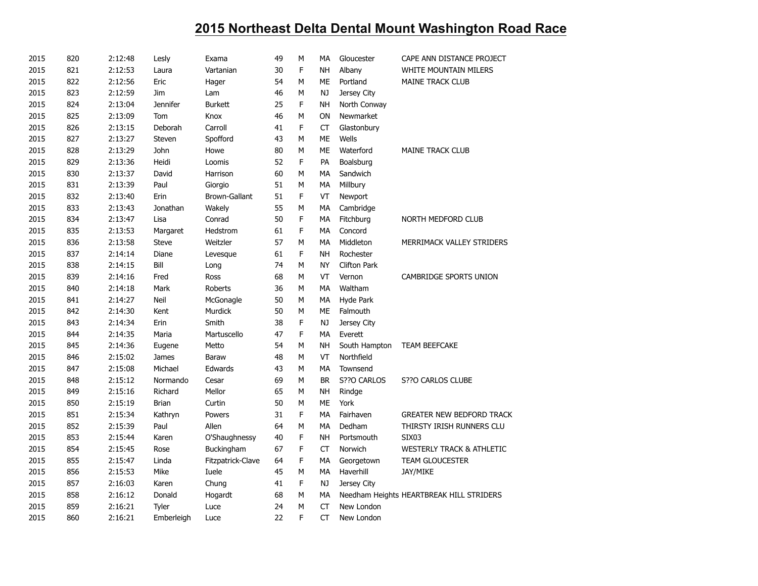# 2015 Northeast Delta Dental Mount Washington Road Race

| | | | | | | | | | |
|---|---|---|---|---|---|---|---|---|---|
| 2015 | 820 | 2:12:48 | Lesly | Exama | 49 | M | MA | Gloucester | CAPE ANN DISTANCE PROJECT |
| 2015 | 821 | 2:12:53 | Laura | Vartanian | 30 | F | NH | Albany | WHITE MOUNTAIN MILERS |
| 2015 | 822 | 2:12:56 | Eric | Hager | 54 | M | ME | Portland | MAINE TRACK CLUB |
| 2015 | 823 | 2:12:59 | Jim | Lam | 46 | M | NJ | Jersey City | |
| 2015 | 824 | 2:13:04 | Jennifer | Burkett | 25 | F | NH | North Conway | |
| 2015 | 825 | 2:13:09 | Tom | Knox | 46 | M | ON | Newmarket | |
| 2015 | 826 | 2:13:15 | Deborah | Carroll | 41 | F | CT | Glastonbury | |
| 2015 | 827 | 2:13:27 | Steven | Spofford | 43 | M | ME | Wells | |
| 2015 | 828 | 2:13:29 | John | Howe | 80 | M | ME | Waterford | MAINE TRACK CLUB |
| 2015 | 829 | 2:13:36 | Heidi | Loomis | 52 | F | PA | Boalsburg | |
| 2015 | 830 | 2:13:37 | David | Harrison | 60 | M | MA | Sandwich | |
| 2015 | 831 | 2:13:39 | Paul | Giorgio | 51 | M | MA | Millbury | |
| 2015 | 832 | 2:13:40 | Erin | Brown-Gallant | 51 | F | VT | Newport | |
| 2015 | 833 | 2:13:43 | Jonathan | Wakely | 55 | M | MA | Cambridge | |
| 2015 | 834 | 2:13:47 | Lisa | Conrad | 50 | F | MA | Fitchburg | NORTH MEDFORD CLUB |
| 2015 | 835 | 2:13:53 | Margaret | Hedstrom | 61 | F | MA | Concord | |
| 2015 | 836 | 2:13:58 | Steve | Weitzler | 57 | M | MA | Middleton | MERRIMACK VALLEY STRIDERS |
| 2015 | 837 | 2:14:14 | Diane | Levesque | 61 | F | NH | Rochester | |
| 2015 | 838 | 2:14:15 | Bill | Long | 74 | M | NY | Clifton Park | |
| 2015 | 839 | 2:14:16 | Fred | Ross | 68 | M | VT | Vernon | CAMBRIDGE SPORTS UNION |
| 2015 | 840 | 2:14:18 | Mark | Roberts | 36 | M | MA | Waltham | |
| 2015 | 841 | 2:14:27 | Neil | McGonagle | 50 | M | MA | Hyde Park | |
| 2015 | 842 | 2:14:30 | Kent | Murdick | 50 | M | ME | Falmouth | |
| 2015 | 843 | 2:14:34 | Erin | Smith | 38 | F | NJ | Jersey City | |
| 2015 | 844 | 2:14:35 | Maria | Martuscello | 47 | F | MA | Everett | |
| 2015 | 845 | 2:14:36 | Eugene | Metto | 54 | M | NH | South Hampton | TEAM BEEFCAKE |
| 2015 | 846 | 2:15:02 | James | Baraw | 48 | M | VT | Northfield | |
| 2015 | 847 | 2:15:08 | Michael | Edwards | 43 | M | MA | Townsend | |
| 2015 | 848 | 2:15:12 | Normando | Cesar | 69 | M | BR | S??O CARLOS | S??O CARLOS CLUBE |
| 2015 | 849 | 2:15:16 | Richard | Mellor | 65 | M | NH | Rindge | |
| 2015 | 850 | 2:15:19 | Brian | Curtin | 50 | M | ME | York | |
| 2015 | 851 | 2:15:34 | Kathryn | Powers | 31 | F | MA | Fairhaven | GREATER NEW BEDFORD TRACK |
| 2015 | 852 | 2:15:39 | Paul | Allen | 64 | M | MA | Dedham | THIRSTY IRISH RUNNERS CLU |
| 2015 | 853 | 2:15:44 | Karen | O'Shaughnessy | 40 | F | NH | Portsmouth | SIX03 |
| 2015 | 854 | 2:15:45 | Rose | Buckingham | 67 | F | CT | Norwich | WESTERLY TRACK & ATHLETIC |
| 2015 | 855 | 2:15:47 | Linda | Fitzpatrick-Clave | 64 | F | MA | Georgetown | TEAM GLOUCESTER |
| 2015 | 856 | 2:15:53 | Mike | Iuele | 45 | M | MA | Haverhill | JAY/MIKE |
| 2015 | 857 | 2:16:03 | Karen | Chung | 41 | F | NJ | Jersey City | |
| 2015 | 858 | 2:16:12 | Donald | Hogardt | 68 | M | MA | Needham Heights | HEARTBREAK HILL STRIDERS |
| 2015 | 859 | 2:16:21 | Tyler | Luce | 24 | M | CT | New London | |
| 2015 | 860 | 2:16:21 | Emberleigh | Luce | 22 | F | CT | New London | |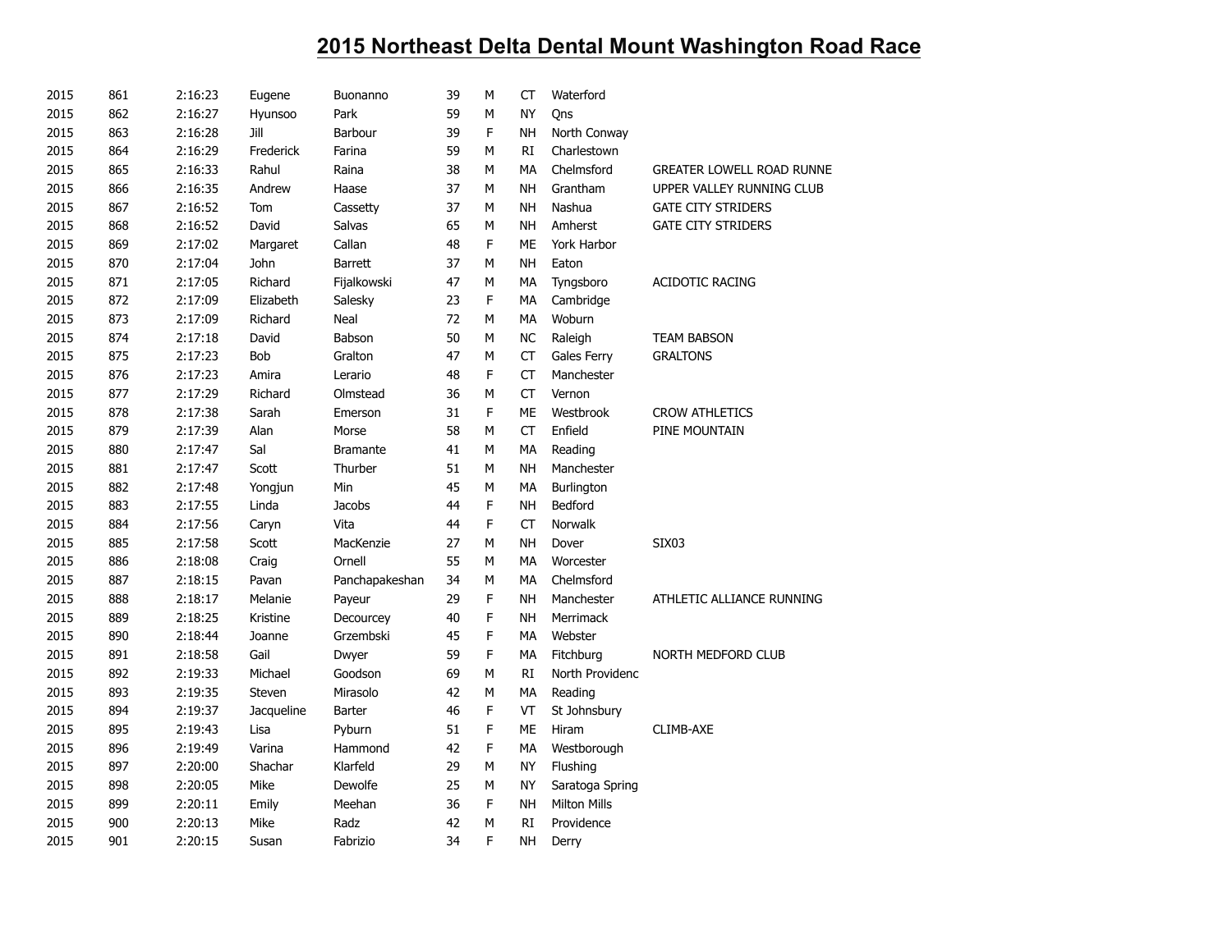# 2015 Northeast Delta Dental Mount Washington Road Race

| | | | | | | | | | |
|---|---|---|---|---|---|---|---|---|---|
| 2015 | 861 | 2:16:23 | Eugene | Buonanno | 39 | M | CT | Waterford | |
| 2015 | 862 | 2:16:27 | Hyunsoo | Park | 59 | M | NY | Qns | |
| 2015 | 863 | 2:16:28 | Jill | Barbour | 39 | F | NH | North Conway | |
| 2015 | 864 | 2:16:29 | Frederick | Farina | 59 | M | RI | Charlestown | |
| 2015 | 865 | 2:16:33 | Rahul | Raina | 38 | M | MA | Chelmsford | GREATER LOWELL ROAD RUNNE |
| 2015 | 866 | 2:16:35 | Andrew | Haase | 37 | M | NH | Grantham | UPPER VALLEY RUNNING CLUB |
| 2015 | 867 | 2:16:52 | Tom | Cassetty | 37 | M | NH | Nashua | GATE CITY STRIDERS |
| 2015 | 868 | 2:16:52 | David | Salvas | 65 | M | NH | Amherst | GATE CITY STRIDERS |
| 2015 | 869 | 2:17:02 | Margaret | Callan | 48 | F | ME | York Harbor | |
| 2015 | 870 | 2:17:04 | John | Barrett | 37 | M | NH | Eaton | |
| 2015 | 871 | 2:17:05 | Richard | Fijalkowski | 47 | M | MA | Tyngsboro | ACIDOTIC RACING |
| 2015 | 872 | 2:17:09 | Elizabeth | Salesky | 23 | F | MA | Cambridge | |
| 2015 | 873 | 2:17:09 | Richard | Neal | 72 | M | MA | Woburn | |
| 2015 | 874 | 2:17:18 | David | Babson | 50 | M | NC | Raleigh | TEAM BABSON |
| 2015 | 875 | 2:17:23 | Bob | Gralton | 47 | M | CT | Gales Ferry | GRALTONS |
| 2015 | 876 | 2:17:23 | Amira | Lerario | 48 | F | CT | Manchester | |
| 2015 | 877 | 2:17:29 | Richard | Olmstead | 36 | M | CT | Vernon | |
| 2015 | 878 | 2:17:38 | Sarah | Emerson | 31 | F | ME | Westbrook | CROW ATHLETICS |
| 2015 | 879 | 2:17:39 | Alan | Morse | 58 | M | CT | Enfield | PINE MOUNTAIN |
| 2015 | 880 | 2:17:47 | Sal | Bramante | 41 | M | MA | Reading | |
| 2015 | 881 | 2:17:47 | Scott | Thurber | 51 | M | NH | Manchester | |
| 2015 | 882 | 2:17:48 | Yongjun | Min | 45 | M | MA | Burlington | |
| 2015 | 883 | 2:17:55 | Linda | Jacobs | 44 | F | NH | Bedford | |
| 2015 | 884 | 2:17:56 | Caryn | Vita | 44 | F | CT | Norwalk | |
| 2015 | 885 | 2:17:58 | Scott | MacKenzie | 27 | M | NH | Dover | SIX03 |
| 2015 | 886 | 2:18:08 | Craig | Ornell | 55 | M | MA | Worcester | |
| 2015 | 887 | 2:18:15 | Pavan | Panchapakeshan | 34 | M | MA | Chelmsford | |
| 2015 | 888 | 2:18:17 | Melanie | Payeur | 29 | F | NH | Manchester | ATHLETIC ALLIANCE RUNNING |
| 2015 | 889 | 2:18:25 | Kristine | Decourcey | 40 | F | NH | Merrimack | |
| 2015 | 890 | 2:18:44 | Joanne | Grzembski | 45 | F | MA | Webster | |
| 2015 | 891 | 2:18:58 | Gail | Dwyer | 59 | F | MA | Fitchburg | NORTH MEDFORD CLUB |
| 2015 | 892 | 2:19:33 | Michael | Goodson | 69 | M | RI | North Providenc | |
| 2015 | 893 | 2:19:35 | Steven | Mirasolo | 42 | M | MA | Reading | |
| 2015 | 894 | 2:19:37 | Jacqueline | Barter | 46 | F | VT | St Johnsbury | |
| 2015 | 895 | 2:19:43 | Lisa | Pyburn | 51 | F | ME | Hiram | CLIMB-AXE |
| 2015 | 896 | 2:19:49 | Varina | Hammond | 42 | F | MA | Westborough | |
| 2015 | 897 | 2:20:00 | Shachar | Klarfeld | 29 | M | NY | Flushing | |
| 2015 | 898 | 2:20:05 | Mike | Dewolfe | 25 | M | NY | Saratoga Spring | |
| 2015 | 899 | 2:20:11 | Emily | Meehan | 36 | F | NH | Milton Mills | |
| 2015 | 900 | 2:20:13 | Mike | Radz | 42 | M | RI | Providence | |
| 2015 | 901 | 2:20:15 | Susan | Fabrizio | 34 | F | NH | Derry | |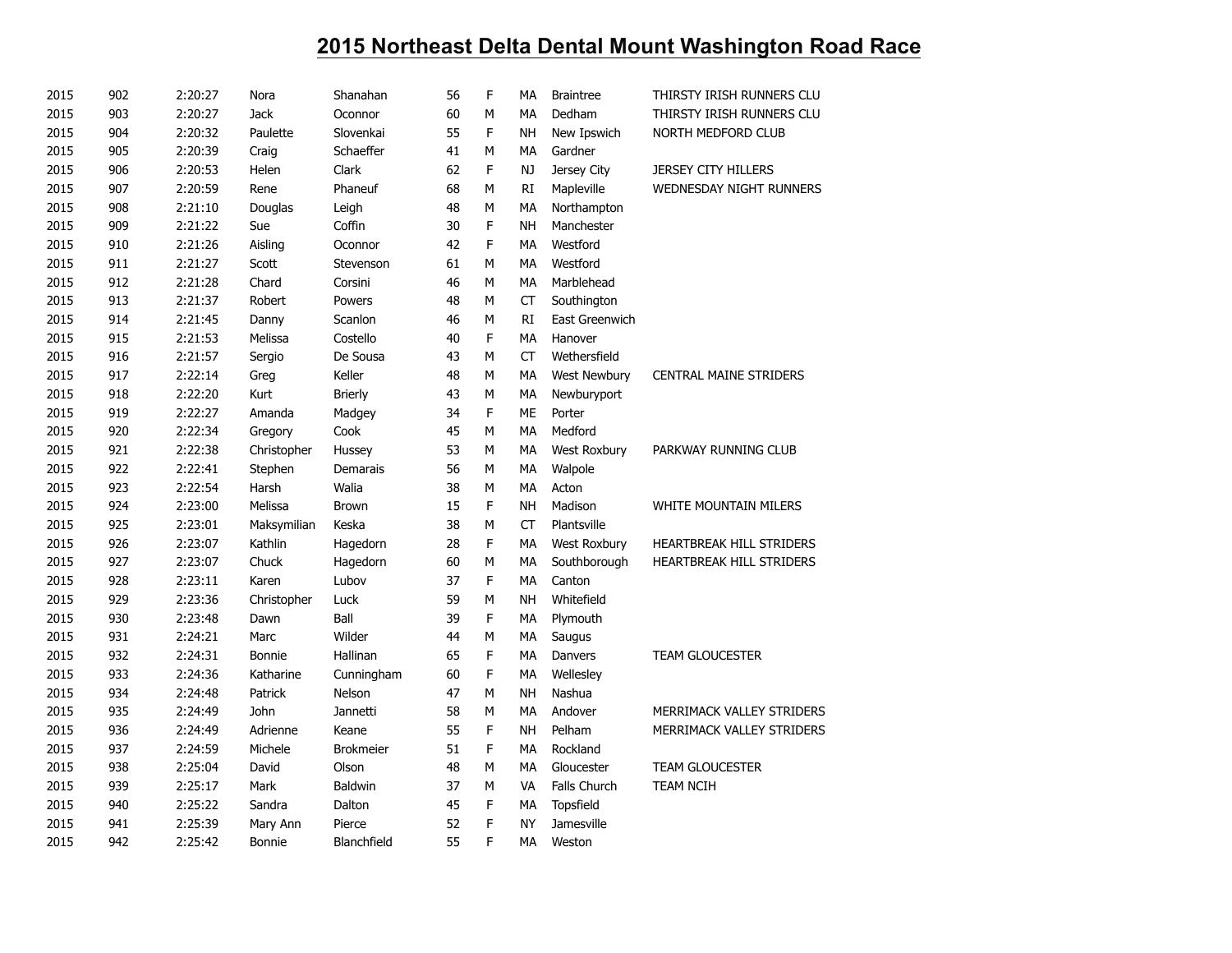# 2015 Northeast Delta Dental Mount Washington Road Race

| | | | | | | | | | |
|---|---|---|---|---|---|---|---|---|---|
| 2015 | 902 | 2:20:27 | Nora | Shanahan | 56 | F | MA | Braintree | THIRSTY IRISH RUNNERS CLU |
| 2015 | 903 | 2:20:27 | Jack | Oconnor | 60 | M | MA | Dedham | THIRSTY IRISH RUNNERS CLU |
| 2015 | 904 | 2:20:32 | Paulette | Slovenkai | 55 | F | NH | New Ipswich | NORTH MEDFORD CLUB |
| 2015 | 905 | 2:20:39 | Craig | Schaeffer | 41 | M | MA | Gardner | |
| 2015 | 906 | 2:20:53 | Helen | Clark | 62 | F | NJ | Jersey City | JERSEY CITY HILLERS |
| 2015 | 907 | 2:20:59 | Rene | Phaneuf | 68 | M | RI | Mapleville | WEDNESDAY NIGHT RUNNERS |
| 2015 | 908 | 2:21:10 | Douglas | Leigh | 48 | M | MA | Northampton | |
| 2015 | 909 | 2:21:22 | Sue | Coffin | 30 | F | NH | Manchester | |
| 2015 | 910 | 2:21:26 | Aisling | Oconnor | 42 | F | MA | Westford | |
| 2015 | 911 | 2:21:27 | Scott | Stevenson | 61 | M | MA | Westford | |
| 2015 | 912 | 2:21:28 | Chard | Corsini | 46 | M | MA | Marblehead | |
| 2015 | 913 | 2:21:37 | Robert | Powers | 48 | M | CT | Southington | |
| 2015 | 914 | 2:21:45 | Danny | Scanlon | 46 | M | RI | East Greenwich | |
| 2015 | 915 | 2:21:53 | Melissa | Costello | 40 | F | MA | Hanover | |
| 2015 | 916 | 2:21:57 | Sergio | De Sousa | 43 | M | CT | Wethersfield | |
| 2015 | 917 | 2:22:14 | Greg | Keller | 48 | M | MA | West Newbury | CENTRAL MAINE STRIDERS |
| 2015 | 918 | 2:22:20 | Kurt | Brierly | 43 | M | MA | Newburyport | |
| 2015 | 919 | 2:22:27 | Amanda | Madgey | 34 | F | ME | Porter | |
| 2015 | 920 | 2:22:34 | Gregory | Cook | 45 | M | MA | Medford | |
| 2015 | 921 | 2:22:38 | Christopher | Hussey | 53 | M | MA | West Roxbury | PARKWAY RUNNING CLUB |
| 2015 | 922 | 2:22:41 | Stephen | Demarais | 56 | M | MA | Walpole | |
| 2015 | 923 | 2:22:54 | Harsh | Walia | 38 | M | MA | Acton | |
| 2015 | 924 | 2:23:00 | Melissa | Brown | 15 | F | NH | Madison | WHITE MOUNTAIN MILERS |
| 2015 | 925 | 2:23:01 | Maksymilian | Keska | 38 | M | CT | Plantsville | |
| 2015 | 926 | 2:23:07 | Kathlin | Hagedorn | 28 | F | MA | West Roxbury | HEARTBREAK HILL STRIDERS |
| 2015 | 927 | 2:23:07 | Chuck | Hagedorn | 60 | M | MA | Southborough | HEARTBREAK HILL STRIDERS |
| 2015 | 928 | 2:23:11 | Karen | Lubov | 37 | F | MA | Canton | |
| 2015 | 929 | 2:23:36 | Christopher | Luck | 59 | M | NH | Whitefield | |
| 2015 | 930 | 2:23:48 | Dawn | Ball | 39 | F | MA | Plymouth | |
| 2015 | 931 | 2:24:21 | Marc | Wilder | 44 | M | MA | Saugus | |
| 2015 | 932 | 2:24:31 | Bonnie | Hallinan | 65 | F | MA | Danvers | TEAM GLOUCESTER |
| 2015 | 933 | 2:24:36 | Katharine | Cunningham | 60 | F | MA | Wellesley | |
| 2015 | 934 | 2:24:48 | Patrick | Nelson | 47 | M | NH | Nashua | |
| 2015 | 935 | 2:24:49 | John | Jannetti | 58 | M | MA | Andover | MERRIMACK VALLEY STRIDERS |
| 2015 | 936 | 2:24:49 | Adrienne | Keane | 55 | F | NH | Pelham | MERRIMACK VALLEY STRIDERS |
| 2015 | 937 | 2:24:59 | Michele | Brokmeier | 51 | F | MA | Rockland | |
| 2015 | 938 | 2:25:04 | David | Olson | 48 | M | MA | Gloucester | TEAM GLOUCESTER |
| 2015 | 939 | 2:25:17 | Mark | Baldwin | 37 | M | VA | Falls Church | TEAM NCIH |
| 2015 | 940 | 2:25:22 | Sandra | Dalton | 45 | F | MA | Topsfield | |
| 2015 | 941 | 2:25:39 | Mary Ann | Pierce | 52 | F | NY | Jamesville | |
| 2015 | 942 | 2:25:42 | Bonnie | Blanchfield | 55 | F | MA | Weston | |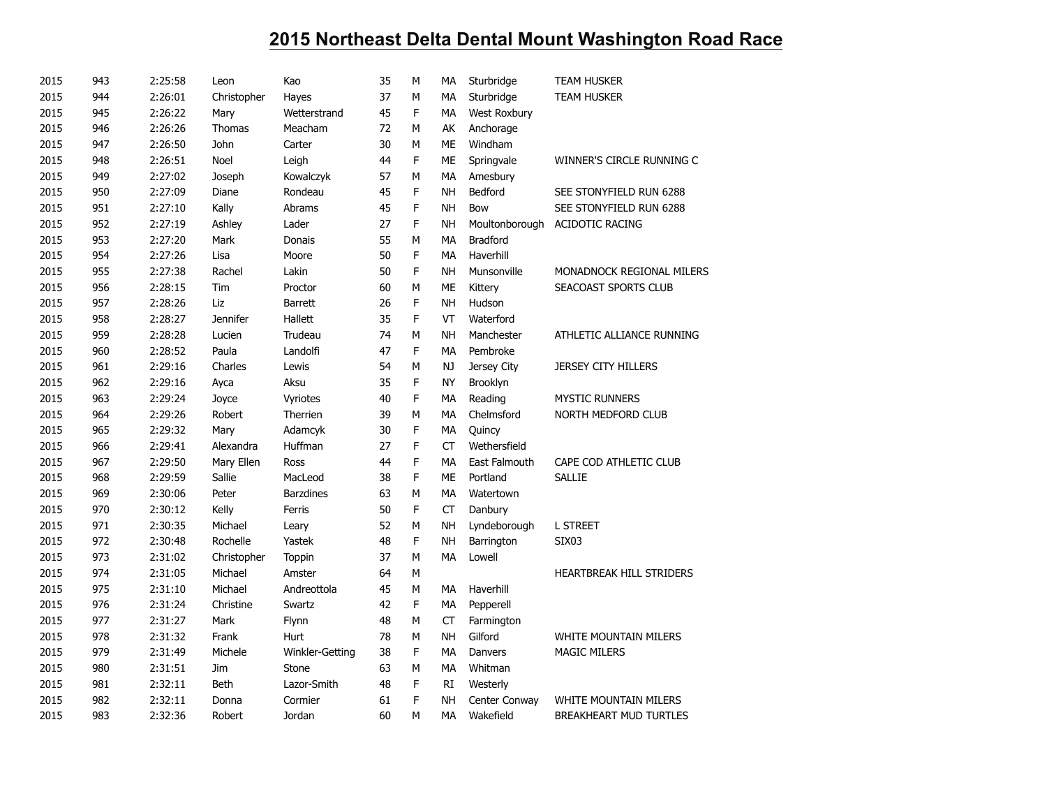# 2015 Northeast Delta Dental Mount Washington Road Race

| | | | | | | | | | |
|---|---|---|---|---|---|---|---|---|---|
| 2015 | 943 | 2:25:58 | Leon | Kao | 35 | M | MA | Sturbridge | TEAM HUSKER |
| 2015 | 944 | 2:26:01 | Christopher | Hayes | 37 | M | MA | Sturbridge | TEAM HUSKER |
| 2015 | 945 | 2:26:22 | Mary | Wetterstrand | 45 | F | MA | West Roxbury | |
| 2015 | 946 | 2:26:26 | Thomas | Meacham | 72 | M | AK | Anchorage | |
| 2015 | 947 | 2:26:50 | John | Carter | 30 | M | ME | Windham | |
| 2015 | 948 | 2:26:51 | Noel | Leigh | 44 | F | ME | Springvale | WINNER'S CIRCLE RUNNING C |
| 2015 | 949 | 2:27:02 | Joseph | Kowalczyk | 57 | M | MA | Amesbury | |
| 2015 | 950 | 2:27:09 | Diane | Rondeau | 45 | F | NH | Bedford | SEE STONYFIELD RUN 6288 |
| 2015 | 951 | 2:27:10 | Kally | Abrams | 45 | F | NH | Bow | SEE STONYFIELD RUN 6288 |
| 2015 | 952 | 2:27:19 | Ashley | Lader | 27 | F | NH | Moultonborough | ACIDOTIC RACING |
| 2015 | 953 | 2:27:20 | Mark | Donais | 55 | M | MA | Bradford | |
| 2015 | 954 | 2:27:26 | Lisa | Moore | 50 | F | MA | Haverhill | |
| 2015 | 955 | 2:27:38 | Rachel | Lakin | 50 | F | NH | Munsonville | MONADNOCK REGIONAL MILERS |
| 2015 | 956 | 2:28:15 | Tim | Proctor | 60 | M | ME | Kittery | SEACOAST SPORTS CLUB |
| 2015 | 957 | 2:28:26 | Liz | Barrett | 26 | F | NH | Hudson | |
| 2015 | 958 | 2:28:27 | Jennifer | Hallett | 35 | F | VT | Waterford | |
| 2015 | 959 | 2:28:28 | Lucien | Trudeau | 74 | M | NH | Manchester | ATHLETIC ALLIANCE RUNNING |
| 2015 | 960 | 2:28:52 | Paula | Landolfi | 47 | F | MA | Pembroke | |
| 2015 | 961 | 2:29:16 | Charles | Lewis | 54 | M | NJ | Jersey City | JERSEY CITY HILLERS |
| 2015 | 962 | 2:29:16 | Ayca | Aksu | 35 | F | NY | Brooklyn | |
| 2015 | 963 | 2:29:24 | Joyce | Vyriotes | 40 | F | MA | Reading | MYSTIC RUNNERS |
| 2015 | 964 | 2:29:26 | Robert | Therrien | 39 | M | MA | Chelmsford | NORTH MEDFORD CLUB |
| 2015 | 965 | 2:29:32 | Mary | Adamcyk | 30 | F | MA | Quincy | |
| 2015 | 966 | 2:29:41 | Alexandra | Huffman | 27 | F | CT | Wethersfield | |
| 2015 | 967 | 2:29:50 | Mary Ellen | Ross | 44 | F | MA | East Falmouth | CAPE COD ATHLETIC CLUB |
| 2015 | 968 | 2:29:59 | Sallie | MacLeod | 38 | F | ME | Portland | SALLIE |
| 2015 | 969 | 2:30:06 | Peter | Barzdines | 63 | M | MA | Watertown | |
| 2015 | 970 | 2:30:12 | Kelly | Ferris | 50 | F | CT | Danbury | |
| 2015 | 971 | 2:30:35 | Michael | Leary | 52 | M | NH | Lyndeborough | L STREET |
| 2015 | 972 | 2:30:48 | Rochelle | Yastek | 48 | F | NH | Barrington | SIX03 |
| 2015 | 973 | 2:31:02 | Christopher | Toppin | 37 | M | MA | Lowell | |
| 2015 | 974 | 2:31:05 | Michael | Amster | 64 | M | | | HEARTBREAK HILL STRIDERS |
| 2015 | 975 | 2:31:10 | Michael | Andreottola | 45 | M | MA | Haverhill | |
| 2015 | 976 | 2:31:24 | Christine | Swartz | 42 | F | MA | Pepperell | |
| 2015 | 977 | 2:31:27 | Mark | Flynn | 48 | M | CT | Farmington | |
| 2015 | 978 | 2:31:32 | Frank | Hurt | 78 | M | NH | Gilford | WHITE MOUNTAIN MILERS |
| 2015 | 979 | 2:31:49 | Michele | Winkler-Getting | 38 | F | MA | Danvers | MAGIC MILERS |
| 2015 | 980 | 2:31:51 | Jim | Stone | 63 | M | MA | Whitman | |
| 2015 | 981 | 2:32:11 | Beth | Lazor-Smith | 48 | F | RI | Westerly | |
| 2015 | 982 | 2:32:11 | Donna | Cormier | 61 | F | NH | Center Conway | WHITE MOUNTAIN MILERS |
| 2015 | 983 | 2:32:36 | Robert | Jordan | 60 | M | MA | Wakefield | BREAKHEART MUD TURTLES |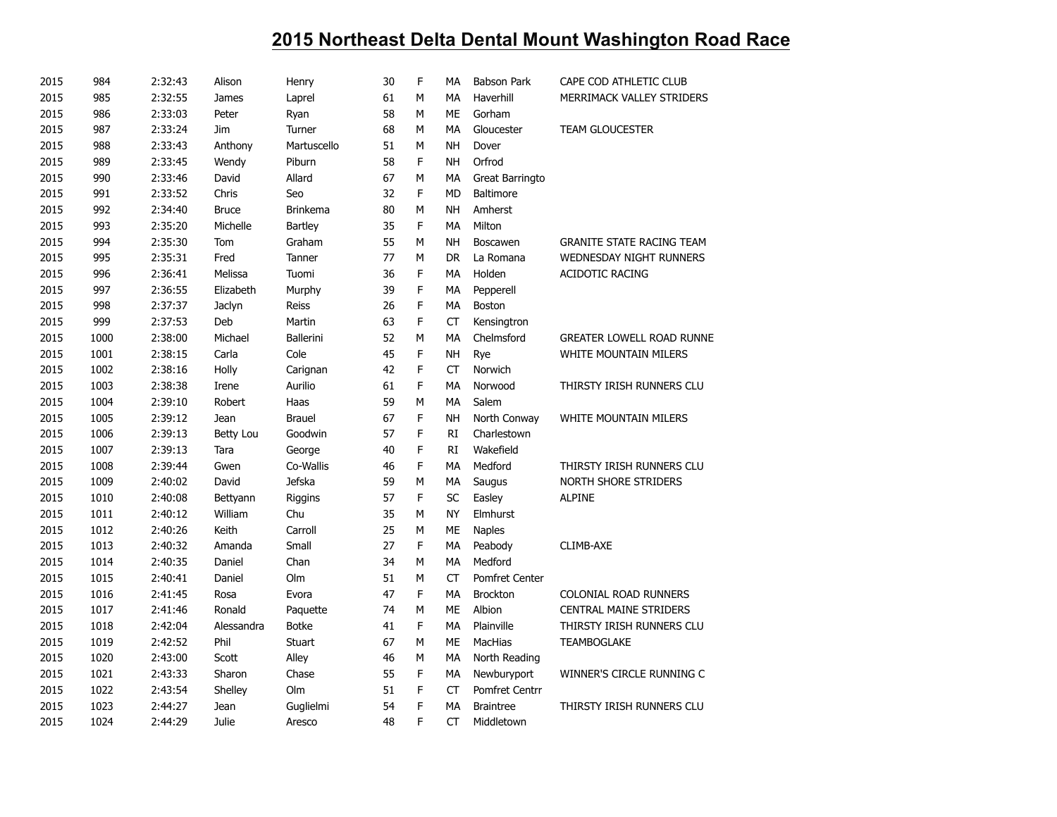# 2015 Northeast Delta Dental Mount Washington Road Race

| | | | | | | | | | |
|---|---|---|---|---|---|---|---|---|---|
| 2015 | 984 | 2:32:43 | Alison | Henry | 30 | F | MA | Babson Park | CAPE COD ATHLETIC CLUB |
| 2015 | 985 | 2:32:55 | James | Laprel | 61 | M | MA | Haverhill | MERRIMACK VALLEY STRIDERS |
| 2015 | 986 | 2:33:03 | Peter | Ryan | 58 | M | ME | Gorham | |
| 2015 | 987 | 2:33:24 | Jim | Turner | 68 | M | MA | Gloucester | TEAM GLOUCESTER |
| 2015 | 988 | 2:33:43 | Anthony | Martuscello | 51 | M | NH | Dover | |
| 2015 | 989 | 2:33:45 | Wendy | Piburn | 58 | F | NH | Orfrod | |
| 2015 | 990 | 2:33:46 | David | Allard | 67 | M | MA | Great Barringto | |
| 2015 | 991 | 2:33:52 | Chris | Seo | 32 | F | MD | Baltimore | |
| 2015 | 992 | 2:34:40 | Bruce | Brinkema | 80 | M | NH | Amherst | |
| 2015 | 993 | 2:35:20 | Michelle | Bartley | 35 | F | MA | Milton | |
| 2015 | 994 | 2:35:30 | Tom | Graham | 55 | M | NH | Boscawen | GRANITE STATE RACING TEAM |
| 2015 | 995 | 2:35:31 | Fred | Tanner | 77 | M | DR | La Romana | WEDNESDAY NIGHT RUNNERS |
| 2015 | 996 | 2:36:41 | Melissa | Tuomi | 36 | F | MA | Holden | ACIDOTIC RACING |
| 2015 | 997 | 2:36:55 | Elizabeth | Murphy | 39 | F | MA | Pepperell | |
| 2015 | 998 | 2:37:37 | Jaclyn | Reiss | 26 | F | MA | Boston | |
| 2015 | 999 | 2:37:53 | Deb | Martin | 63 | F | CT | Kensingtron | |
| 2015 | 1000 | 2:38:00 | Michael | Ballerini | 52 | M | MA | Chelmsford | GREATER LOWELL ROAD RUNNE |
| 2015 | 1001 | 2:38:15 | Carla | Cole | 45 | F | NH | Rye | WHITE MOUNTAIN MILERS |
| 2015 | 1002 | 2:38:16 | Holly | Carignan | 42 | F | CT | Norwich | |
| 2015 | 1003 | 2:38:38 | Irene | Aurilio | 61 | F | MA | Norwood | THIRSTY IRISH RUNNERS CLU |
| 2015 | 1004 | 2:39:10 | Robert | Haas | 59 | M | MA | Salem | |
| 2015 | 1005 | 2:39:12 | Jean | Brauel | 67 | F | NH | North Conway | WHITE MOUNTAIN MILERS |
| 2015 | 1006 | 2:39:13 | Betty Lou | Goodwin | 57 | F | RI | Charlestown | |
| 2015 | 1007 | 2:39:13 | Tara | George | 40 | F | RI | Wakefield | |
| 2015 | 1008 | 2:39:44 | Gwen | Co-Wallis | 46 | F | MA | Medford | THIRSTY IRISH RUNNERS CLU |
| 2015 | 1009 | 2:40:02 | David | Jefska | 59 | M | MA | Saugus | NORTH SHORE STRIDERS |
| 2015 | 1010 | 2:40:08 | Bettyann | Riggins | 57 | F | SC | Easley | ALPINE |
| 2015 | 1011 | 2:40:12 | William | Chu | 35 | M | NY | Elmhurst | |
| 2015 | 1012 | 2:40:26 | Keith | Carroll | 25 | M | ME | Naples | |
| 2015 | 1013 | 2:40:32 | Amanda | Small | 27 | F | MA | Peabody | CLIMB-AXE |
| 2015 | 1014 | 2:40:35 | Daniel | Chan | 34 | M | MA | Medford | |
| 2015 | 1015 | 2:40:41 | Daniel | Olm | 51 | M | CT | Pomfret Center | |
| 2015 | 1016 | 2:41:45 | Rosa | Evora | 47 | F | MA | Brockton | COLONIAL ROAD RUNNERS |
| 2015 | 1017 | 2:41:46 | Ronald | Paquette | 74 | M | ME | Albion | CENTRAL MAINE STRIDERS |
| 2015 | 1018 | 2:42:04 | Alessandra | Botke | 41 | F | MA | Plainville | THIRSTY IRISH RUNNERS CLU |
| 2015 | 1019 | 2:42:52 | Phil | Stuart | 67 | M | ME | MacHias | TEAMBOGLAKE |
| 2015 | 1020 | 2:43:00 | Scott | Alley | 46 | M | MA | North Reading | |
| 2015 | 1021 | 2:43:33 | Sharon | Chase | 55 | F | MA | Newburyport | WINNER'S CIRCLE RUNNING C |
| 2015 | 1022 | 2:43:54 | Shelley | Olm | 51 | F | CT | Pomfret Centrr | |
| 2015 | 1023 | 2:44:27 | Jean | Guglielmi | 54 | F | MA | Braintree | THIRSTY IRISH RUNNERS CLU |
| 2015 | 1024 | 2:44:29 | Julie | Aresco | 48 | F | CT | Middletown | |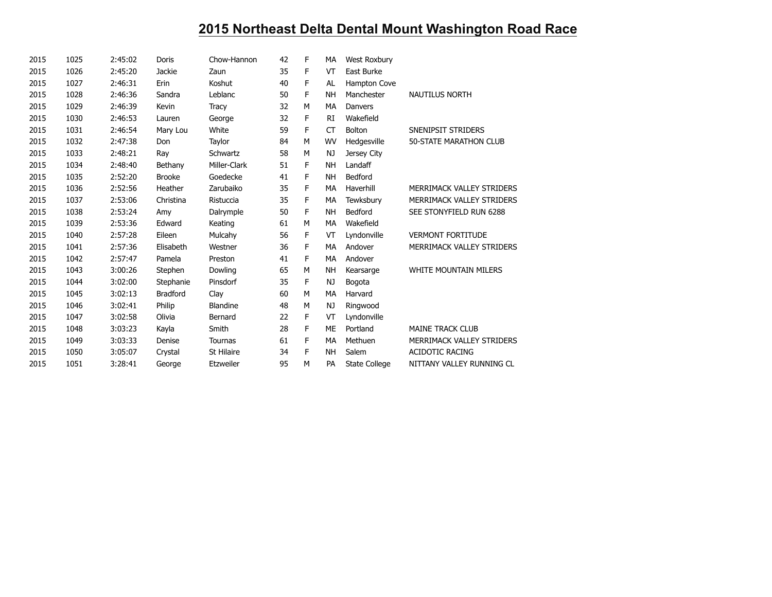# 2015 Northeast Delta Dental Mount Washington Road Race

| | | | | | | | | | |
|---|---|---|---|---|---|---|---|---|---|
| 2015 | 1025 | 2:45:02 | Doris | Chow-Hannon | 42 | F | MA | West Roxbury | |
| 2015 | 1026 | 2:45:20 | Jackie | Zaun | 35 | F | VT | East Burke | |
| 2015 | 1027 | 2:46:31 | Erin | Koshut | 40 | F | AL | Hampton Cove | |
| 2015 | 1028 | 2:46:36 | Sandra | Leblanc | 50 | F | NH | Manchester | NAUTILUS NORTH |
| 2015 | 1029 | 2:46:39 | Kevin | Tracy | 32 | M | MA | Danvers | |
| 2015 | 1030 | 2:46:53 | Lauren | George | 32 | F | RI | Wakefield | |
| 2015 | 1031 | 2:46:54 | Mary Lou | White | 59 | F | CT | Bolton | SNENIPSIT STRIDERS |
| 2015 | 1032 | 2:47:38 | Don | Taylor | 84 | M | WV | Hedgesville | 50-STATE MARATHON CLUB |
| 2015 | 1033 | 2:48:21 | Ray | Schwartz | 58 | M | NJ | Jersey City | |
| 2015 | 1034 | 2:48:40 | Bethany | Miller-Clark | 51 | F | NH | Landaff | |
| 2015 | 1035 | 2:52:20 | Brooke | Goedecke | 41 | F | NH | Bedford | |
| 2015 | 1036 | 2:52:56 | Heather | Zarubaiko | 35 | F | MA | Haverhill | MERRIMACK VALLEY STRIDERS |
| 2015 | 1037 | 2:53:06 | Christina | Ristuccia | 35 | F | MA | Tewksbury | MERRIMACK VALLEY STRIDERS |
| 2015 | 1038 | 2:53:24 | Amy | Dalrymple | 50 | F | NH | Bedford | SEE STONYFIELD RUN 6288 |
| 2015 | 1039 | 2:53:36 | Edward | Keating | 61 | M | MA | Wakefield | |
| 2015 | 1040 | 2:57:28 | Eileen | Mulcahy | 56 | F | VT | Lyndonville | VERMONT FORTITUDE |
| 2015 | 1041 | 2:57:36 | Elisabeth | Westner | 36 | F | MA | Andover | MERRIMACK VALLEY STRIDERS |
| 2015 | 1042 | 2:57:47 | Pamela | Preston | 41 | F | MA | Andover | |
| 2015 | 1043 | 3:00:26 | Stephen | Dowling | 65 | M | NH | Kearsarge | WHITE MOUNTAIN MILERS |
| 2015 | 1044 | 3:02:00 | Stephanie | Pinsdorf | 35 | F | NJ | Bogota | |
| 2015 | 1045 | 3:02:13 | Bradford | Clay | 60 | M | MA | Harvard | |
| 2015 | 1046 | 3:02:41 | Philip | Blandine | 48 | M | NJ | Ringwood | |
| 2015 | 1047 | 3:02:58 | Olivia | Bernard | 22 | F | VT | Lyndonville | |
| 2015 | 1048 | 3:03:23 | Kayla | Smith | 28 | F | ME | Portland | MAINE TRACK CLUB |
| 2015 | 1049 | 3:03:33 | Denise | Tournas | 61 | F | MA | Methuen | MERRIMACK VALLEY STRIDERS |
| 2015 | 1050 | 3:05:07 | Crystal | St Hilaire | 34 | F | NH | Salem | ACIDOTIC RACING |
| 2015 | 1051 | 3:28:41 | George | Etzweiler | 95 | M | PA | State College | NITTANY VALLEY RUNNING CL |